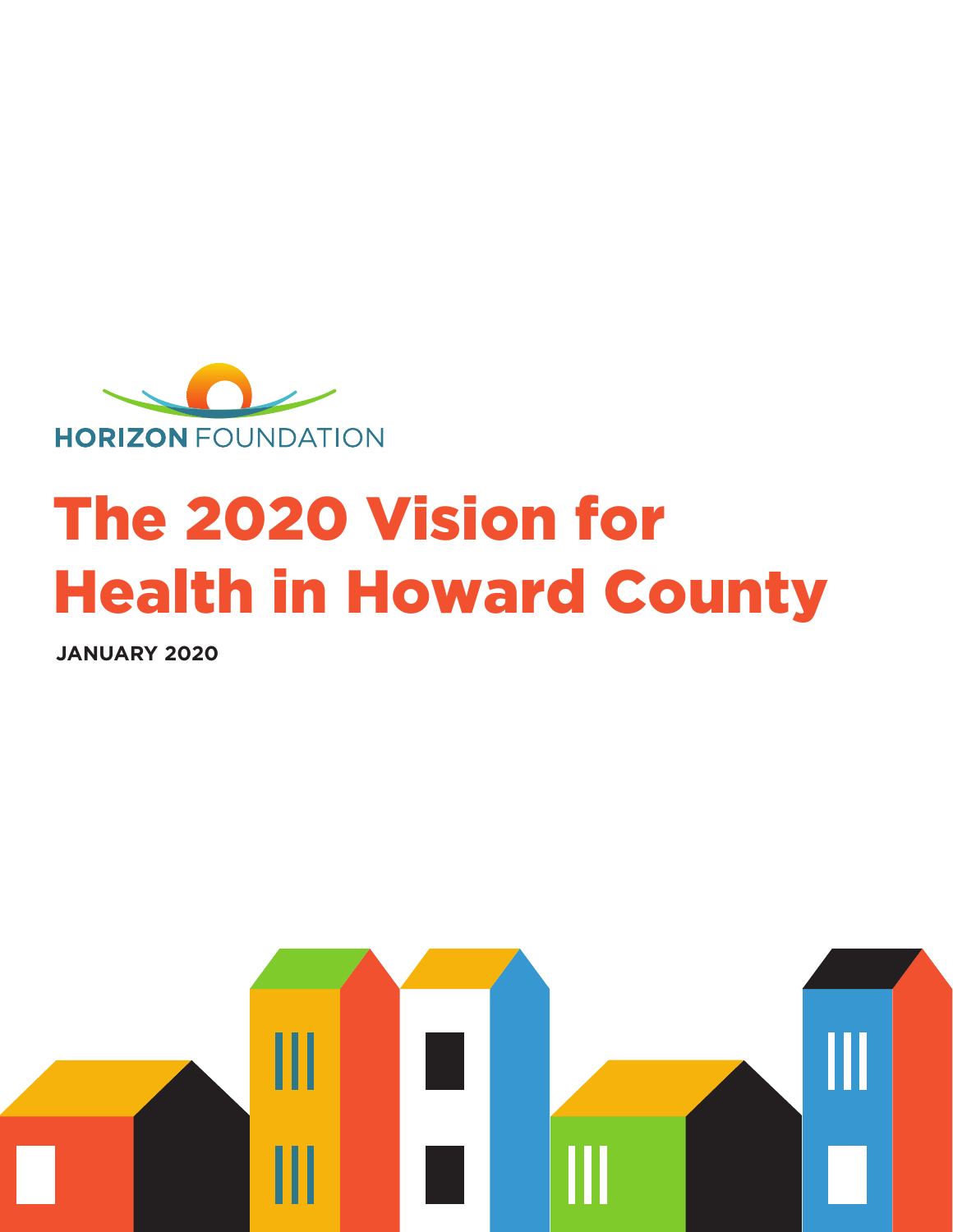HORIZON FOUNDATION

# The 2020 Vision for Health in Howard County

**JANUARY 2020**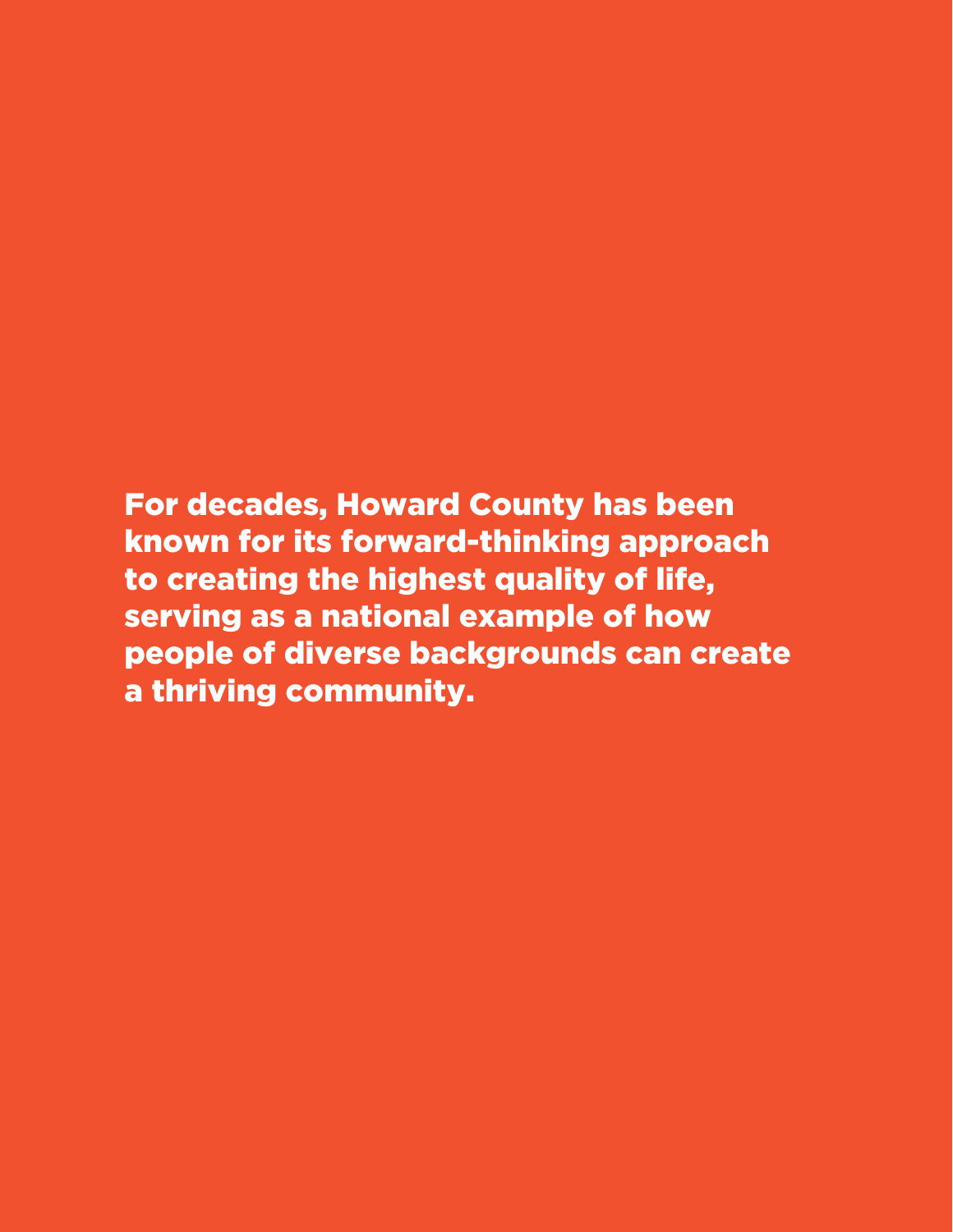**For decades, Howard County has been known for its forward-thinking approach to creating the highest quality of life, serving as a national example of how people of diverse backgrounds can create a thriving community.**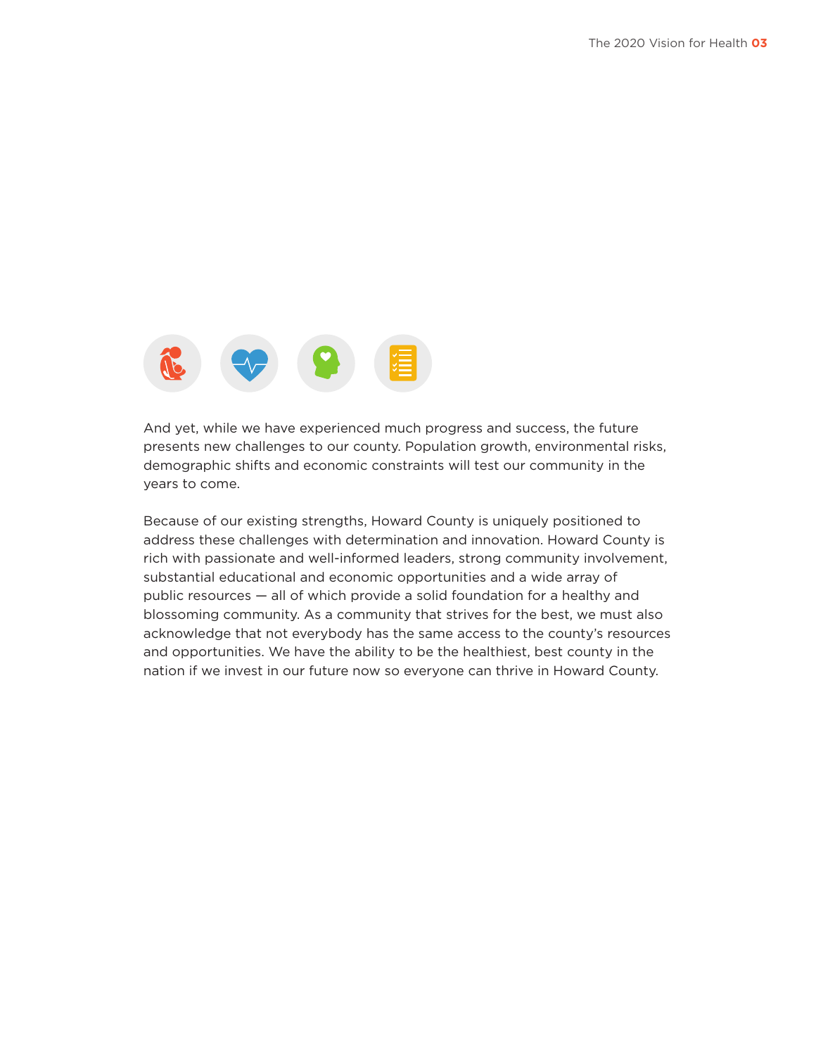And yet, while we have experienced much progress and success, the future presents new challenges to our county. Population growth, environmental risks, demographic shifts and economic constraints will test our community in the years to come.

Because of our existing strengths, Howard County is uniquely positioned to address these challenges with determination and innovation. Howard County is rich with passionate and well-informed leaders, strong community involvement, substantial educational and economic opportunities and a wide array of public resources — all of which provide a solid foundation for a healthy and blossoming community. As a community that strives for the best, we must also acknowledge that not everybody has the same access to the county's resources and opportunities. We have the ability to be the healthiest, best county in the nation if we invest in our future now so everyone can thrive in Howard County.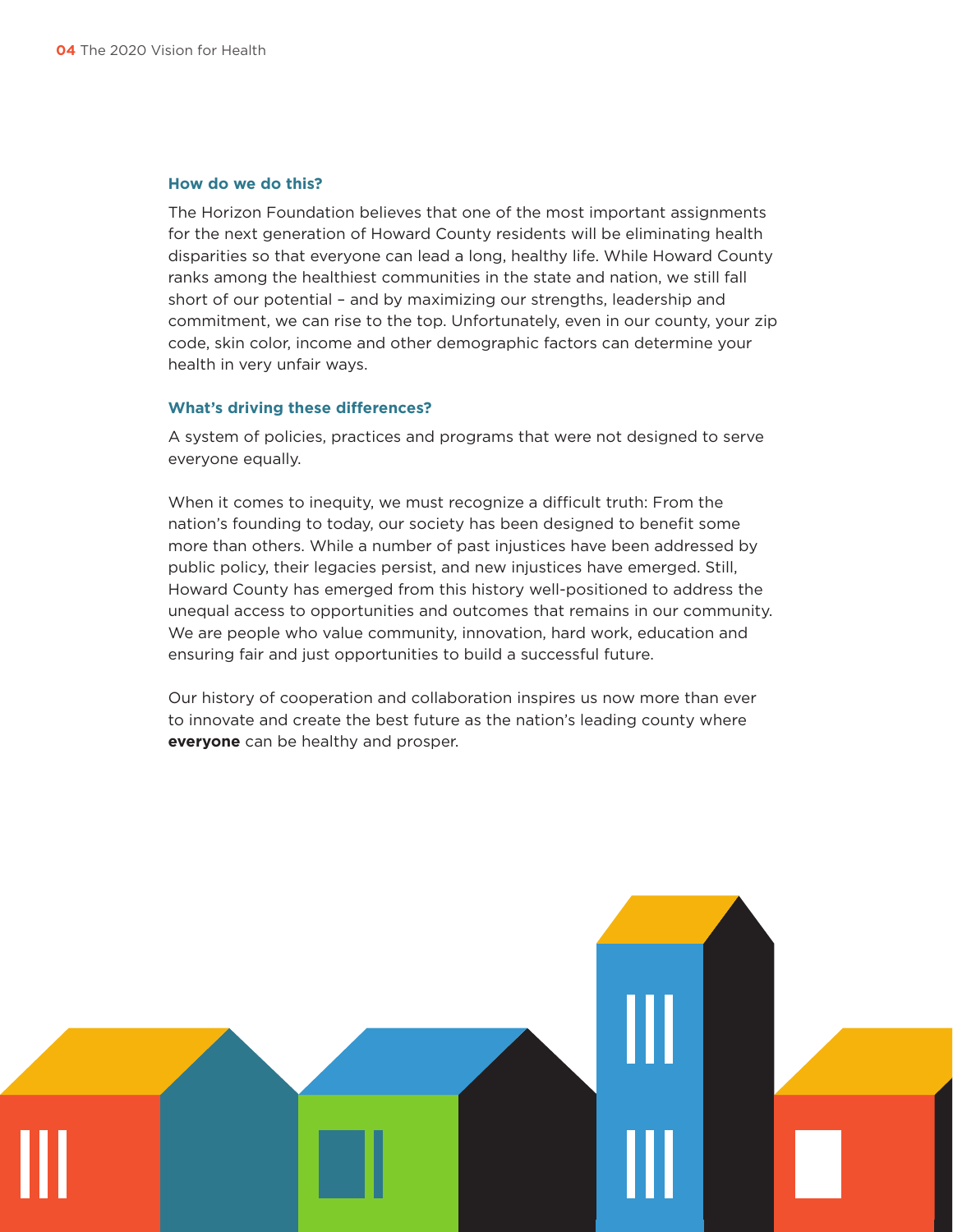### How do we do this?

The Horizon Foundation believes that one of the most important assignments for the next generation of Howard County residents will be eliminating health disparities so that everyone can lead a long, healthy life. While Howard County ranks among the healthiest communities in the state and nation, we still fall short of our potential – and by maximizing our strengths, leadership and commitment, we can rise to the top. Unfortunately, even in our county, your zip code, skin color, income and other demographic factors can determine your health in very unfair ways.

### What's driving these differences?

A system of policies, practices and programs that were not designed to serve everyone equally.

When it comes to inequity, we must recognize a difficult truth: From the nation's founding to today, our society has been designed to benefit some more than others. While a number of past injustices have been addressed by public policy, their legacies persist, and new injustices have emerged. Still, Howard County has emerged from this history well-positioned to address the unequal access to opportunities and outcomes that remains in our community. We are people who value community, innovation, hard work, education and ensuring fair and just opportunities to build a successful future.

Our history of cooperation and collaboration inspires us now more than ever to innovate and create the best future as the nation's leading county where **everyone** can be healthy and prosper.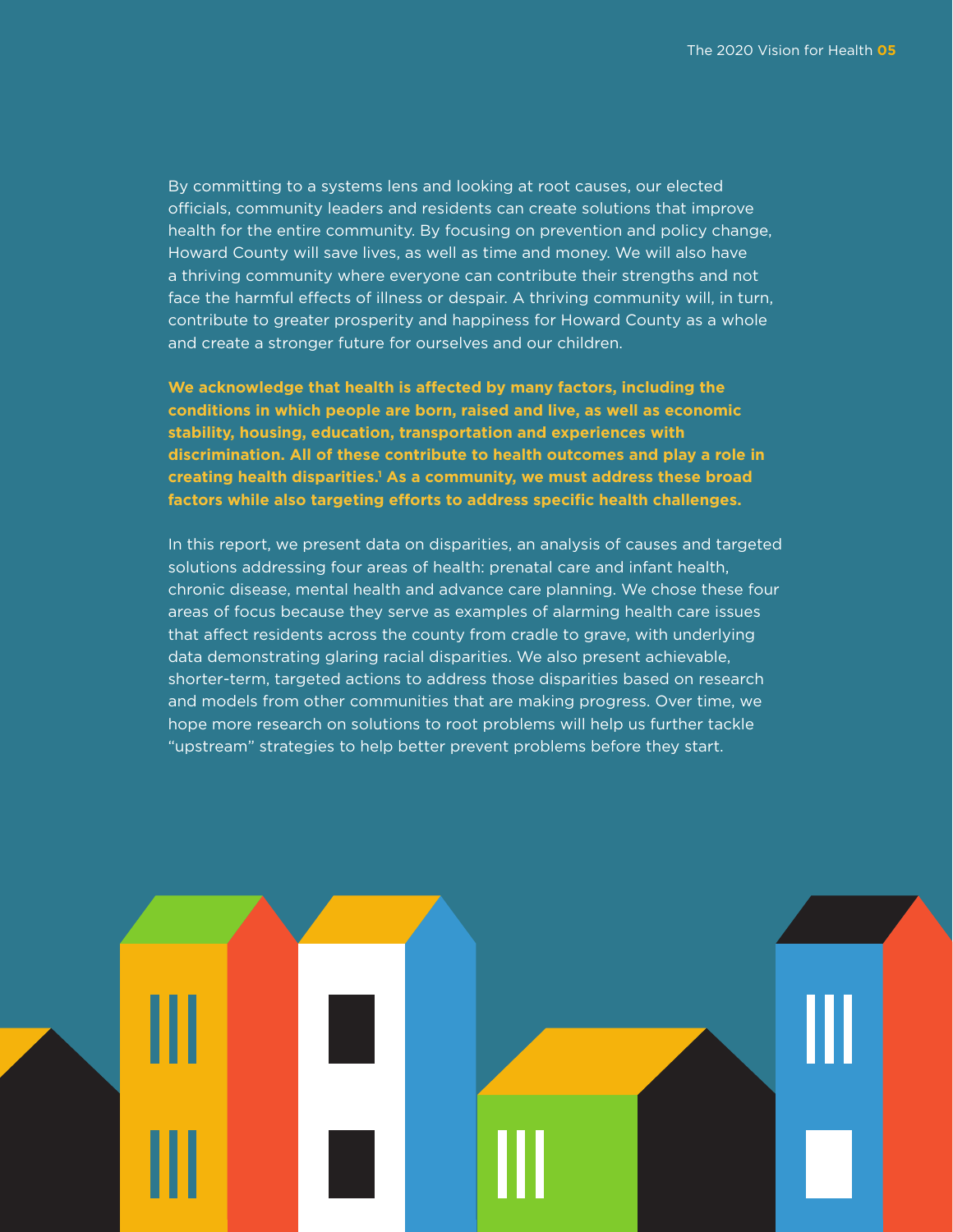By committing to a systems lens and looking at root causes, our elected officials, community leaders and residents can create solutions that improve health for the entire community. By focusing on prevention and policy change, Howard County will save lives, as well as time and money. We will also have a thriving community where everyone can contribute their strengths and not face the harmful effects of illness or despair. A thriving community will, in turn, contribute to greater prosperity and happiness for Howard County as a whole and create a stronger future for ourselves and our children.

**We acknowledge that health is affected by many factors, including the conditions in which people are born, raised and live, as well as economic stability, housing, education, transportation and experiences with discrimination. All of these contribute to health outcomes and play a role in creating health disparities.[1] As a community, we must address these broad factors while also targeting efforts to address specific health challenges.**

In this report, we present data on disparities, an analysis of causes and targeted solutions addressing four areas of health: prenatal care and infant health, chronic disease, mental health and advance care planning. We chose these four areas of focus because they serve as examples of alarming health care issues that affect residents across the county from cradle to grave, with underlying data demonstrating glaring racial disparities. We also present achievable, shorter-term, targeted actions to address those disparities based on research and models from other communities that are making progress. Over time, we hope more research on solutions to root problems will help us further tackle "upstream" strategies to help better prevent problems before they start.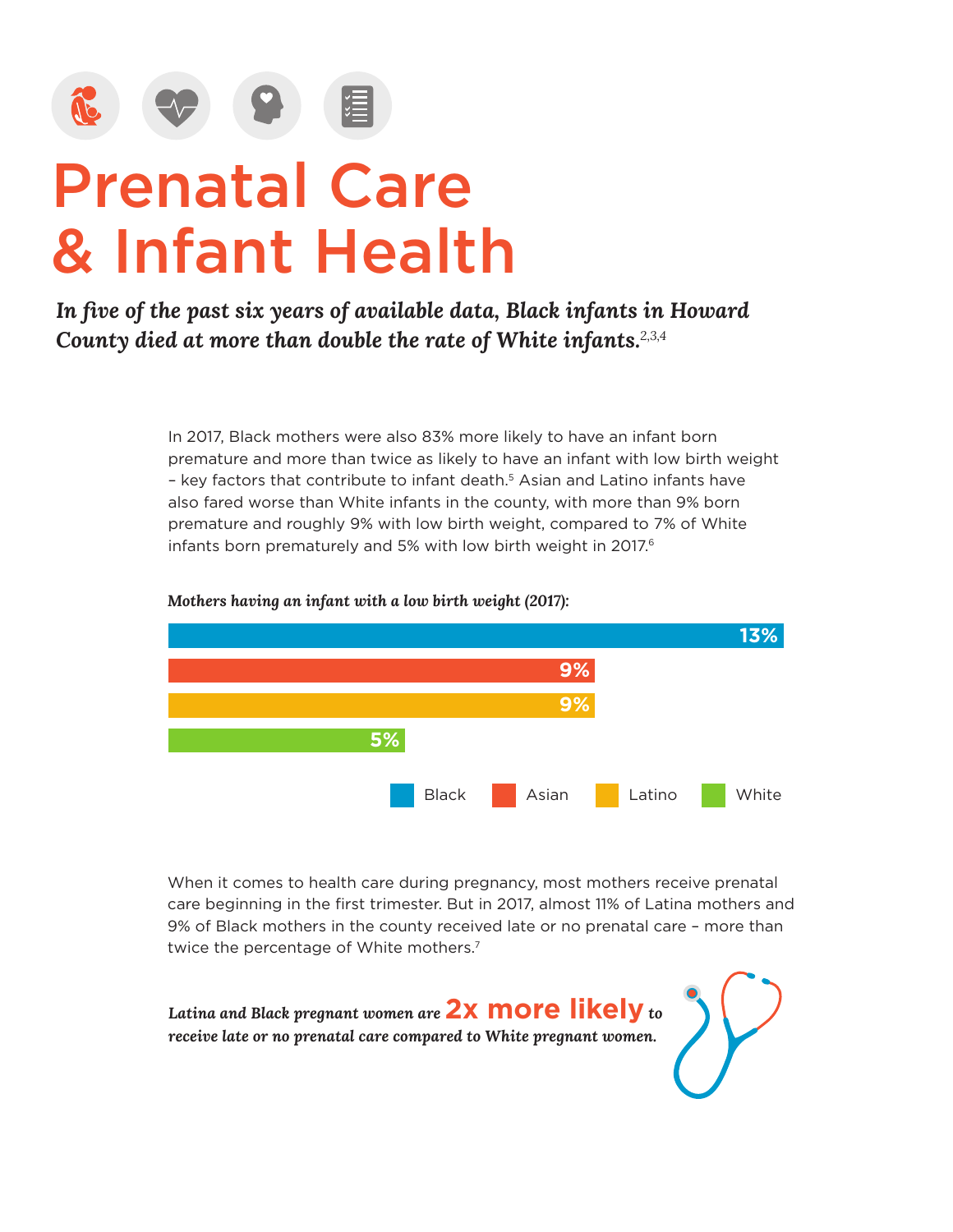# Prenatal Care & Infant Health

***In five of the past six years of available data, Black infants in Howard County died at more than double the rate of White infants.***[2,3,4]

In 2017, Black mothers were also 83% more likely to have an infant born premature and more than twice as likely to have an infant with low birth weight – key factors that contribute to infant death.[5] Asian and Latino infants have also fared worse than White infants in the county, with more than 9% born premature and roughly 9% with low birth weight, compared to 7% of White infants born prematurely and 5% with low birth weight in 2017.[6]

***Mothers having an infant with a low birth weight (2017):***

| Group | Percentage |
|---|---|
| Black | 13% |
| Asian | 9% |
| Latino | 9% |
| White | 5% |

When it comes to health care during pregnancy, most mothers receive prenatal care beginning in the first trimester. But in 2017, almost 11% of Latina mothers and 9% of Black mothers in the county received late or no prenatal care – more than twice the percentage of White mothers.[7]

***Latina and Black pregnant women are* 2x more likely *to receive late or no prenatal care compared to White pregnant women.***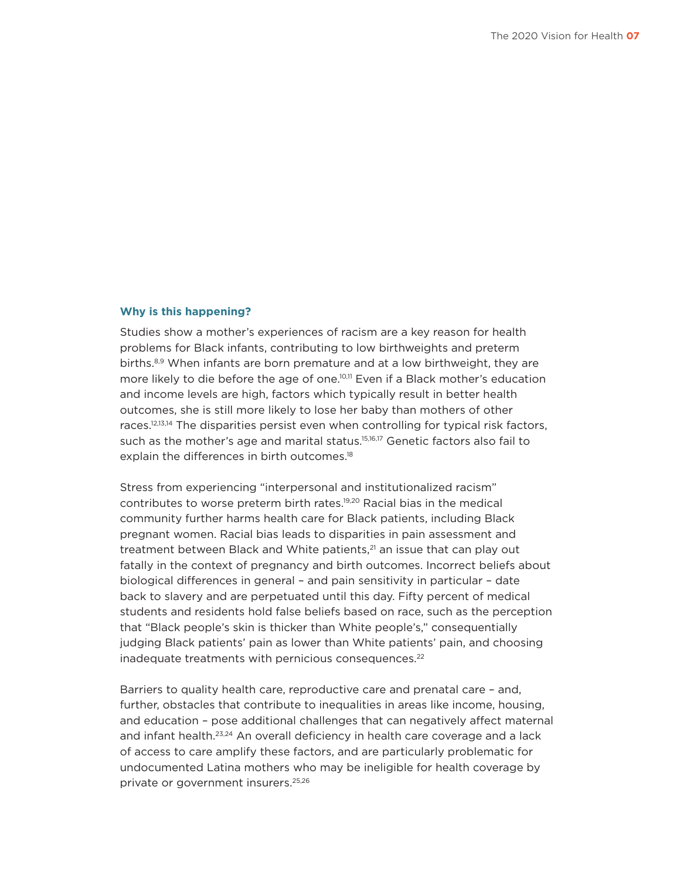### Why is this happening?

Studies show a mother's experiences of racism are a key reason for health problems for Black infants, contributing to low birthweights and preterm births.[8,9] When infants are born premature and at a low birthweight, they are more likely to die before the age of one.[10,11] Even if a Black mother's education and income levels are high, factors which typically result in better health outcomes, she is still more likely to lose her baby than mothers of other races.[12,13,14] The disparities persist even when controlling for typical risk factors, such as the mother's age and marital status.[15,16,17] Genetic factors also fail to explain the differences in birth outcomes.[18]

Stress from experiencing "interpersonal and institutionalized racism" contributes to worse preterm birth rates.[19,20] Racial bias in the medical community further harms health care for Black patients, including Black pregnant women. Racial bias leads to disparities in pain assessment and treatment between Black and White patients,[21] an issue that can play out fatally in the context of pregnancy and birth outcomes. Incorrect beliefs about biological differences in general – and pain sensitivity in particular – date back to slavery and are perpetuated until this day. Fifty percent of medical students and residents hold false beliefs based on race, such as the perception that "Black people's skin is thicker than White people's," consequentially judging Black patients' pain as lower than White patients' pain, and choosing inadequate treatments with pernicious consequences.[22]

Barriers to quality health care, reproductive care and prenatal care – and, further, obstacles that contribute to inequalities in areas like income, housing, and education – pose additional challenges that can negatively affect maternal and infant health.[23,24] An overall deficiency in health care coverage and a lack of access to care amplify these factors, and are particularly problematic for undocumented Latina mothers who may be ineligible for health coverage by private or government insurers.[25,26]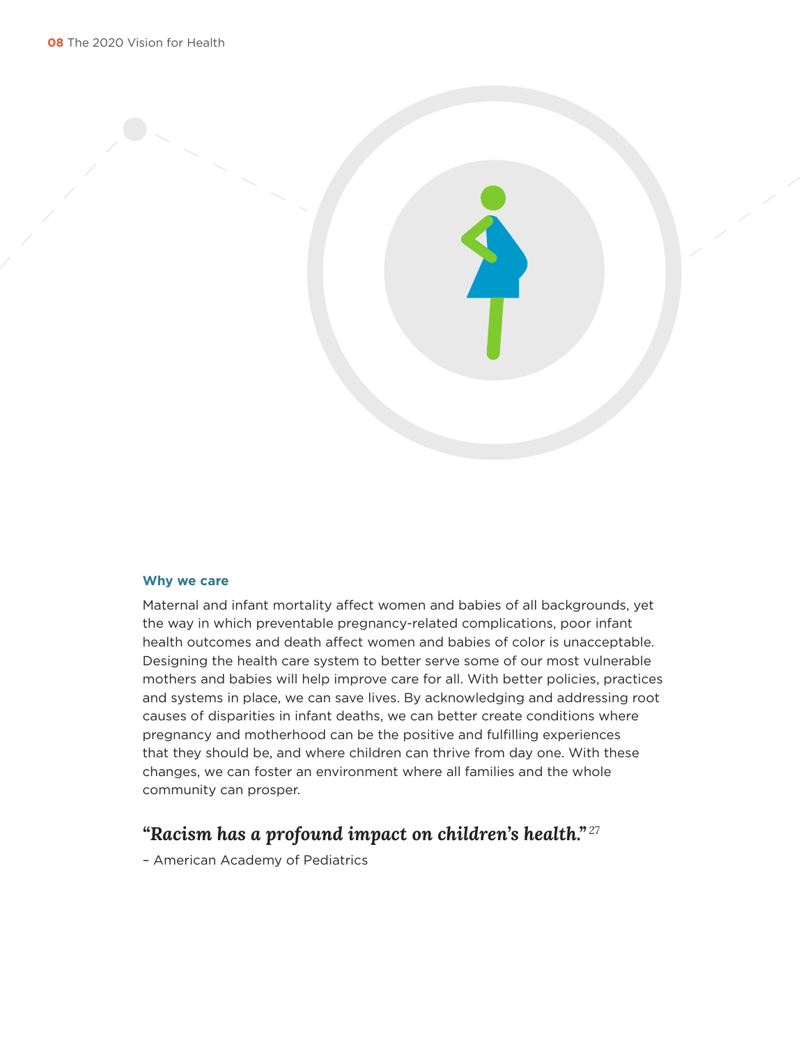### Why we care

Maternal and infant mortality affect women and babies of all backgrounds, yet the way in which preventable pregnancy-related complications, poor infant health outcomes and death affect women and babies of color is unacceptable. Designing the health care system to better serve some of our most vulnerable mothers and babies will help improve care for all. With better policies, practices and systems in place, we can save lives. By acknowledging and addressing root causes of disparities in infant deaths, we can better create conditions where pregnancy and motherhood can be the positive and fulfilling experiences that they should be, and where children can thrive from day one. With these changes, we can foster an environment where all families and the whole community can prosper.

***"Racism has a profound impact on children's health."***[27]

– American Academy of Pediatrics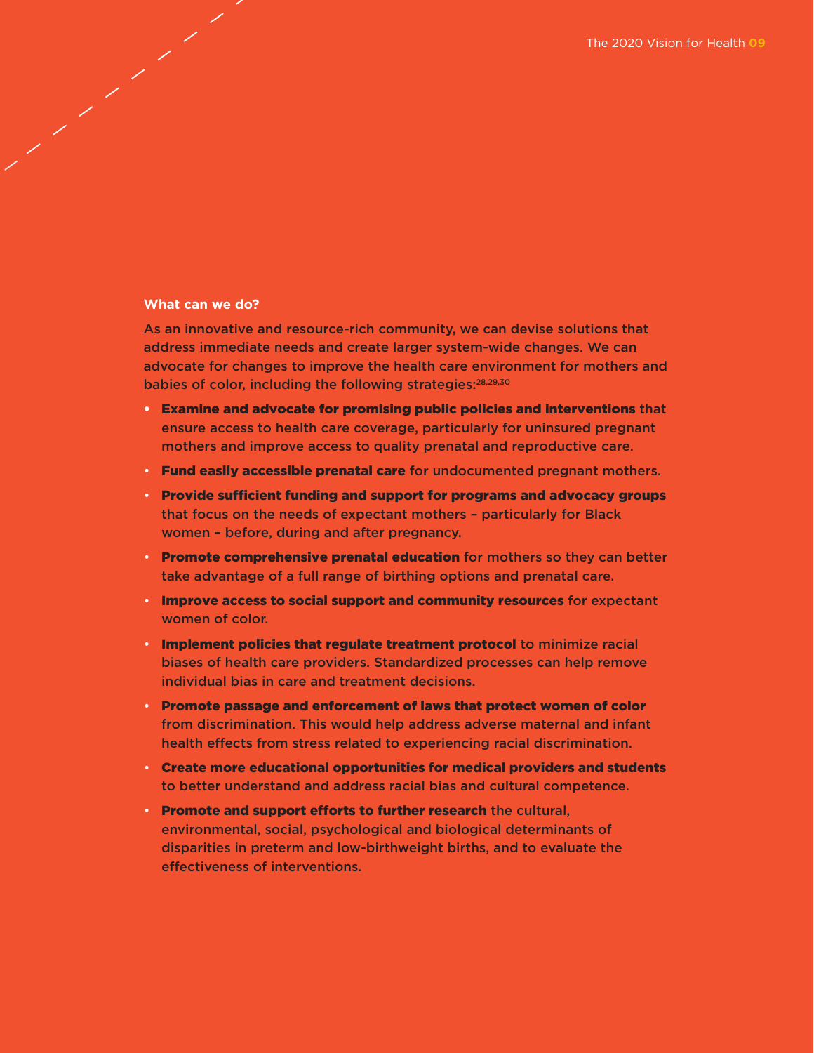**What can we do?**

As an innovative and resource-rich community, we can devise solutions that address immediate needs and create larger system-wide changes. We can advocate for changes to improve the health care environment for mothers and babies of color, including the following strategies:[28,29,30]

- **Examine and advocate for promising public policies and interventions** that ensure access to health care coverage, particularly for uninsured pregnant mothers and improve access to quality prenatal and reproductive care.
- **Fund easily accessible prenatal care** for undocumented pregnant mothers.
- **Provide sufficient funding and support for programs and advocacy groups** that focus on the needs of expectant mothers – particularly for Black women – before, during and after pregnancy.
- **Promote comprehensive prenatal education** for mothers so they can better take advantage of a full range of birthing options and prenatal care.
- **Improve access to social support and community resources** for expectant women of color.
- **Implement policies that regulate treatment protocol** to minimize racial biases of health care providers. Standardized processes can help remove individual bias in care and treatment decisions.
- **Promote passage and enforcement of laws that protect women of color** from discrimination. This would help address adverse maternal and infant health effects from stress related to experiencing racial discrimination.
- **Create more educational opportunities for medical providers and students** to better understand and address racial bias and cultural competence.
- **Promote and support efforts to further research** the cultural, environmental, social, psychological and biological determinants of disparities in preterm and low-birthweight births, and to evaluate the effectiveness of interventions.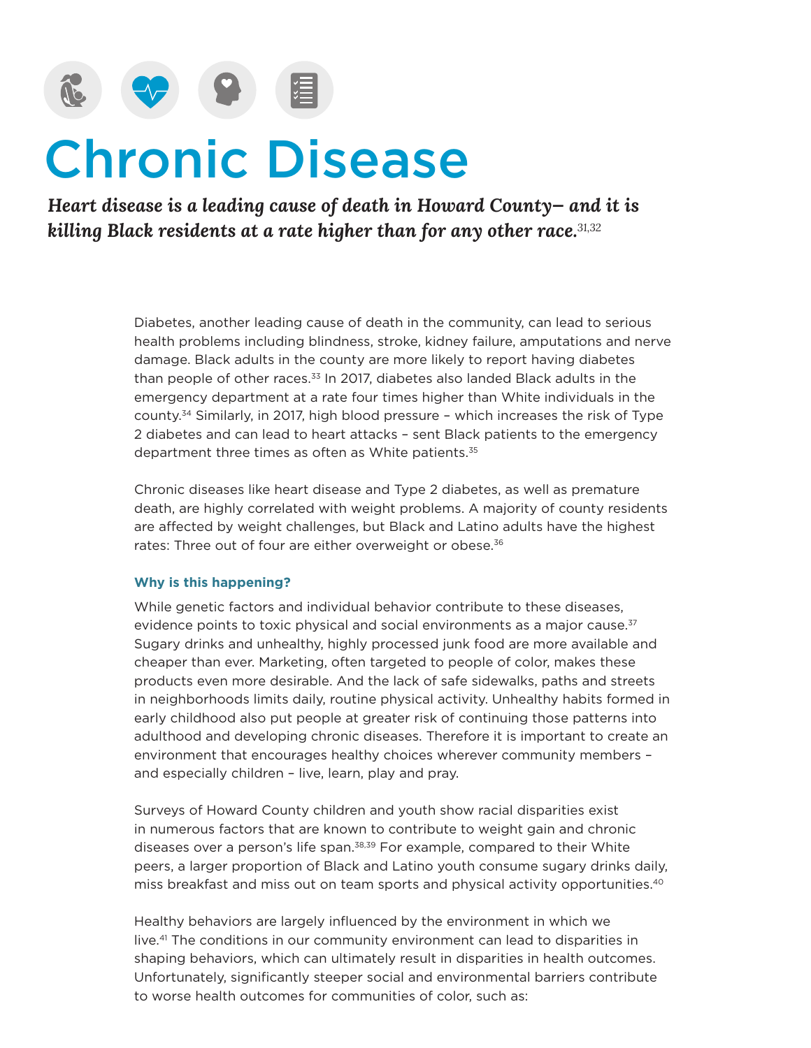# Chronic Disease

***Heart disease is a leading cause of death in Howard County– and it is killing Black residents at a rate higher than for any other race.[31,32]***

Diabetes, another leading cause of death in the community, can lead to serious health problems including blindness, stroke, kidney failure, amputations and nerve damage. Black adults in the county are more likely to report having diabetes than people of other races.[33] In 2017, diabetes also landed Black adults in the emergency department at a rate four times higher than White individuals in the county.[34] Similarly, in 2017, high blood pressure – which increases the risk of Type 2 diabetes and can lead to heart attacks – sent Black patients to the emergency department three times as often as White patients.[35]

Chronic diseases like heart disease and Type 2 diabetes, as well as premature death, are highly correlated with weight problems. A majority of county residents are affected by weight challenges, but Black and Latino adults have the highest rates: Three out of four are either overweight or obese.[36]

### Why is this happening?

While genetic factors and individual behavior contribute to these diseases, evidence points to toxic physical and social environments as a major cause.[37] Sugary drinks and unhealthy, highly processed junk food are more available and cheaper than ever. Marketing, often targeted to people of color, makes these products even more desirable. And the lack of safe sidewalks, paths and streets in neighborhoods limits daily, routine physical activity. Unhealthy habits formed in early childhood also put people at greater risk of continuing those patterns into adulthood and developing chronic diseases. Therefore it is important to create an environment that encourages healthy choices wherever community members – and especially children – live, learn, play and pray.

Surveys of Howard County children and youth show racial disparities exist in numerous factors that are known to contribute to weight gain and chronic diseases over a person's life span.[38,39] For example, compared to their White peers, a larger proportion of Black and Latino youth consume sugary drinks daily, miss breakfast and miss out on team sports and physical activity opportunities.[40]

Healthy behaviors are largely influenced by the environment in which we live.[41] The conditions in our community environment can lead to disparities in shaping behaviors, which can ultimately result in disparities in health outcomes. Unfortunately, significantly steeper social and environmental barriers contribute to worse health outcomes for communities of color, such as: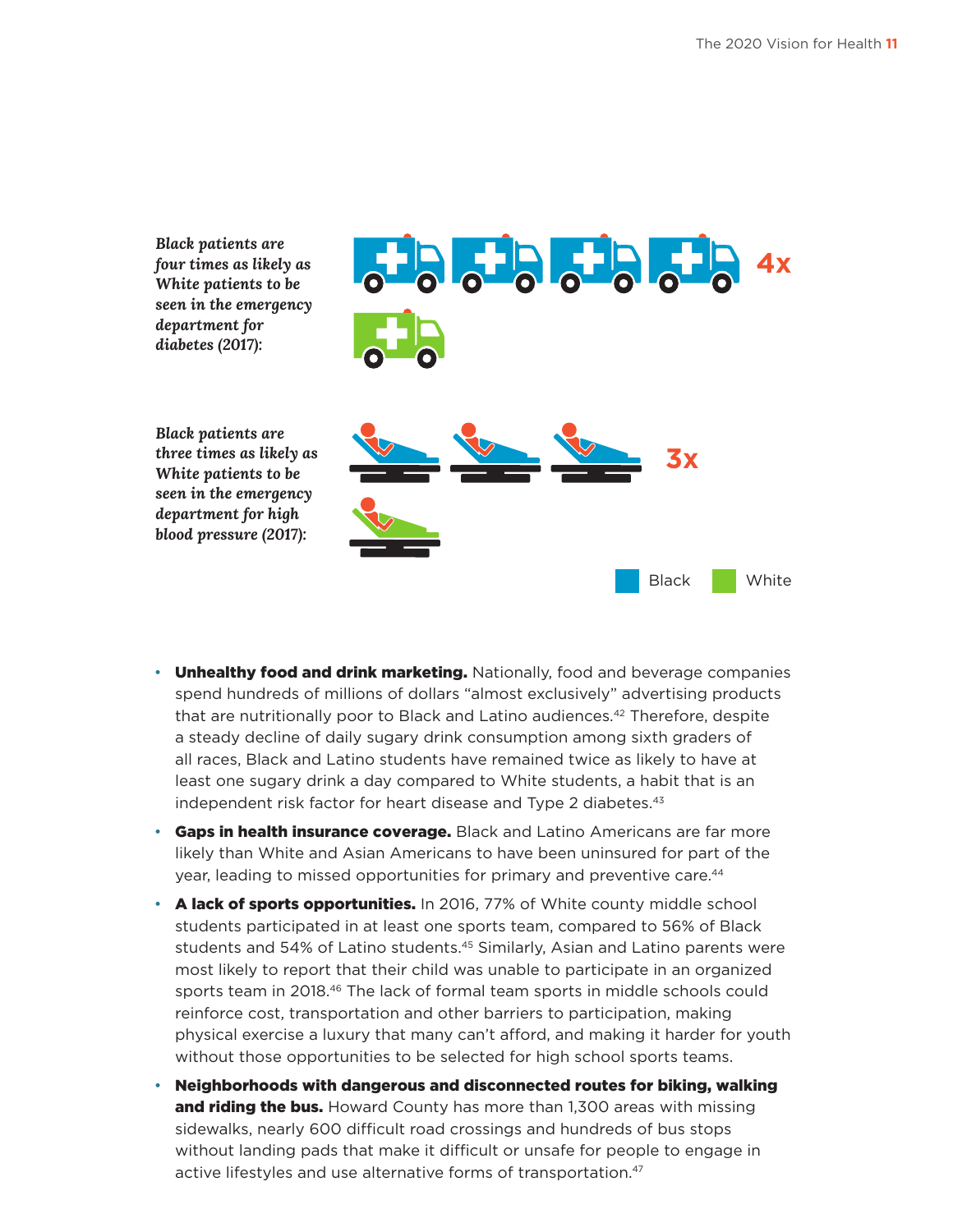*Black patients are four times as likely as White patients to be seen in the emergency department for diabetes (2017):*

**4x**

*Black patients are three times as likely as White patients to be seen in the emergency department for high blood pressure (2017):*

**3x**

Black | White

- **Unhealthy food and drink marketing.** Nationally, food and beverage companies spend hundreds of millions of dollars "almost exclusively" advertising products that are nutritionally poor to Black and Latino audiences.[42] Therefore, despite a steady decline of daily sugary drink consumption among sixth graders of all races, Black and Latino students have remained twice as likely to have at least one sugary drink a day compared to White students, a habit that is an independent risk factor for heart disease and Type 2 diabetes.[43]
- **Gaps in health insurance coverage.** Black and Latino Americans are far more likely than White and Asian Americans to have been uninsured for part of the year, leading to missed opportunities for primary and preventive care.[44]
- **A lack of sports opportunities.** In 2016, 77% of White county middle school students participated in at least one sports team, compared to 56% of Black students and 54% of Latino students.[45] Similarly, Asian and Latino parents were most likely to report that their child was unable to participate in an organized sports team in 2018.[46] The lack of formal team sports in middle schools could reinforce cost, transportation and other barriers to participation, making physical exercise a luxury that many can't afford, and making it harder for youth without those opportunities to be selected for high school sports teams.
- **Neighborhoods with dangerous and disconnected routes for biking, walking and riding the bus.** Howard County has more than 1,300 areas with missing sidewalks, nearly 600 difficult road crossings and hundreds of bus stops without landing pads that make it difficult or unsafe for people to engage in active lifestyles and use alternative forms of transportation.[47]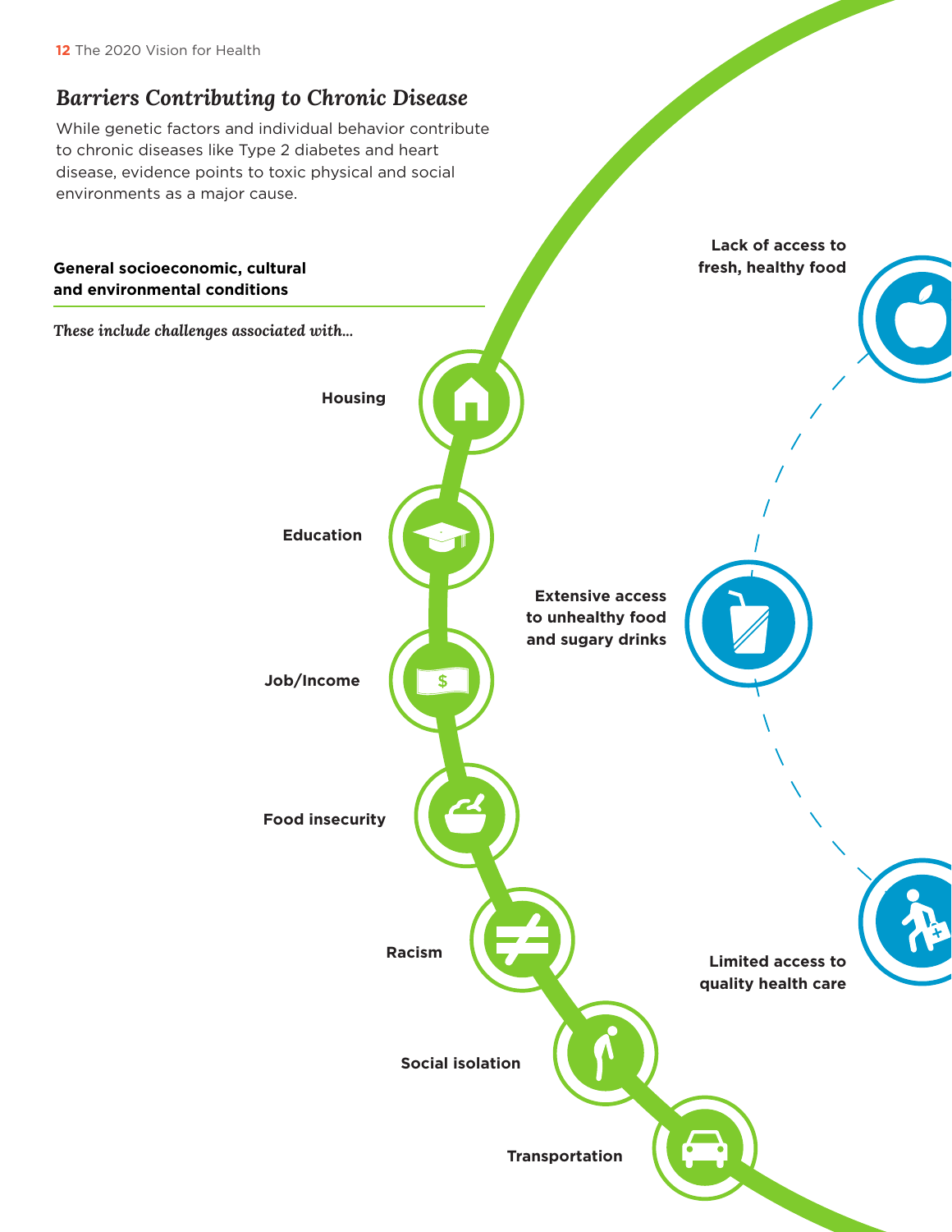## *Barriers Contributing to Chronic Disease*

While genetic factors and individual behavior contribute to chronic diseases like Type 2 diabetes and heart disease, evidence points to toxic physical and social environments as a major cause.

**General socioeconomic, cultural and environmental conditions**

*These include challenges associated with...*

- **Housing**
- **Education**
- **Job/Income**
- **Food insecurity**
- **Racism**
- **Social isolation**
- **Transportation**

- **Lack of access to fresh, healthy food**
- **Extensive access to unhealthy food and sugary drinks**
- **Limited access to quality health care**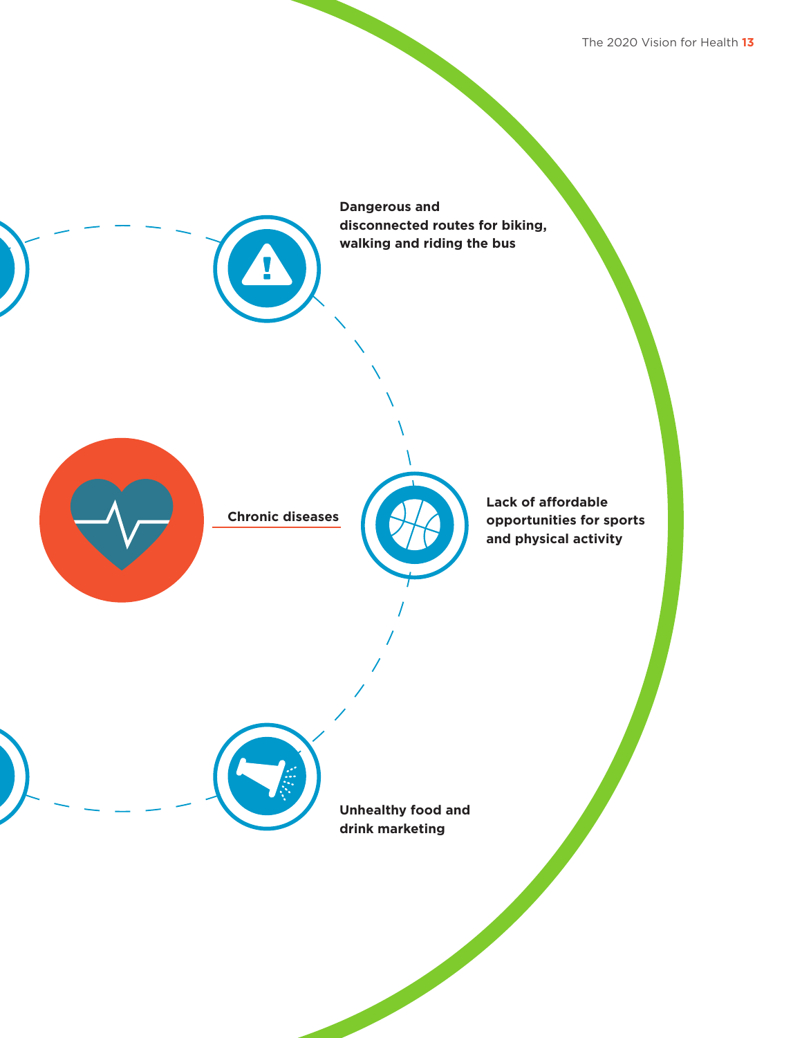Dangerous and disconnected routes for biking, walking and riding the bus

Chronic diseases

Lack of affordable opportunities for sports and physical activity

Unhealthy food and drink marketing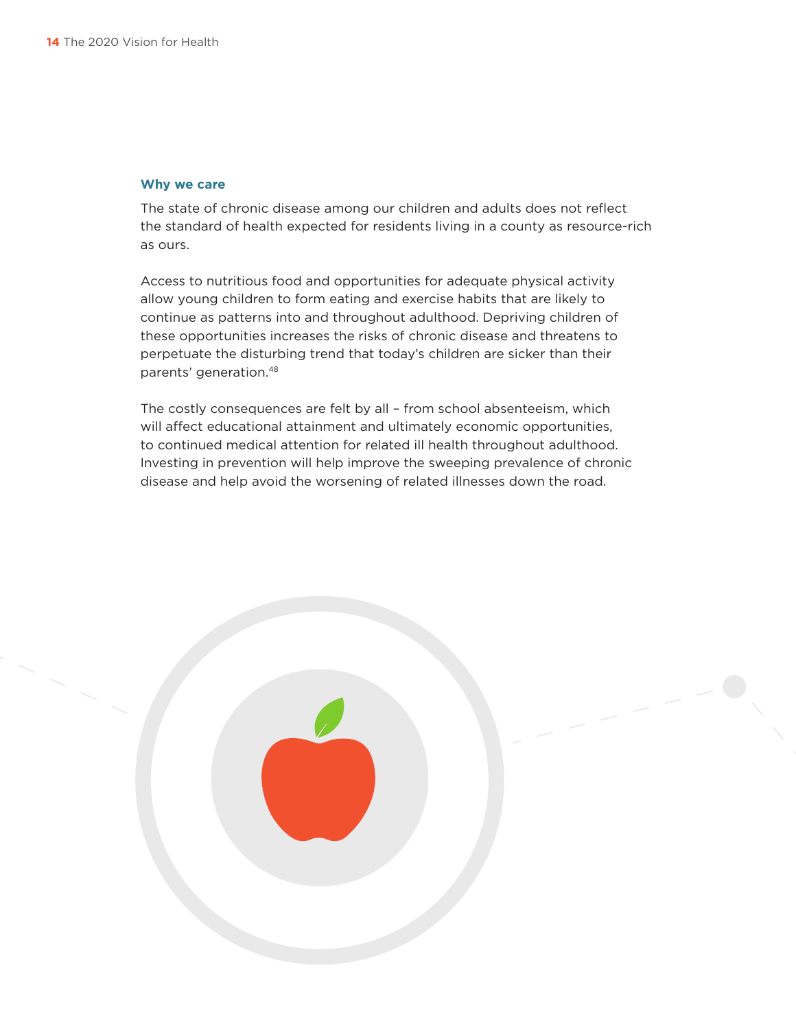### Why we care

The state of chronic disease among our children and adults does not reflect the standard of health expected for residents living in a county as resource-rich as ours.

Access to nutritious food and opportunities for adequate physical activity allow young children to form eating and exercise habits that are likely to continue as patterns into and throughout adulthood. Depriving children of these opportunities increases the risks of chronic disease and threatens to perpetuate the disturbing trend that today's children are sicker than their parents' generation.[48]

The costly consequences are felt by all – from school absenteeism, which will affect educational attainment and ultimately economic opportunities, to continued medical attention for related ill health throughout adulthood. Investing in prevention will help improve the sweeping prevalence of chronic disease and help avoid the worsening of related illnesses down the road.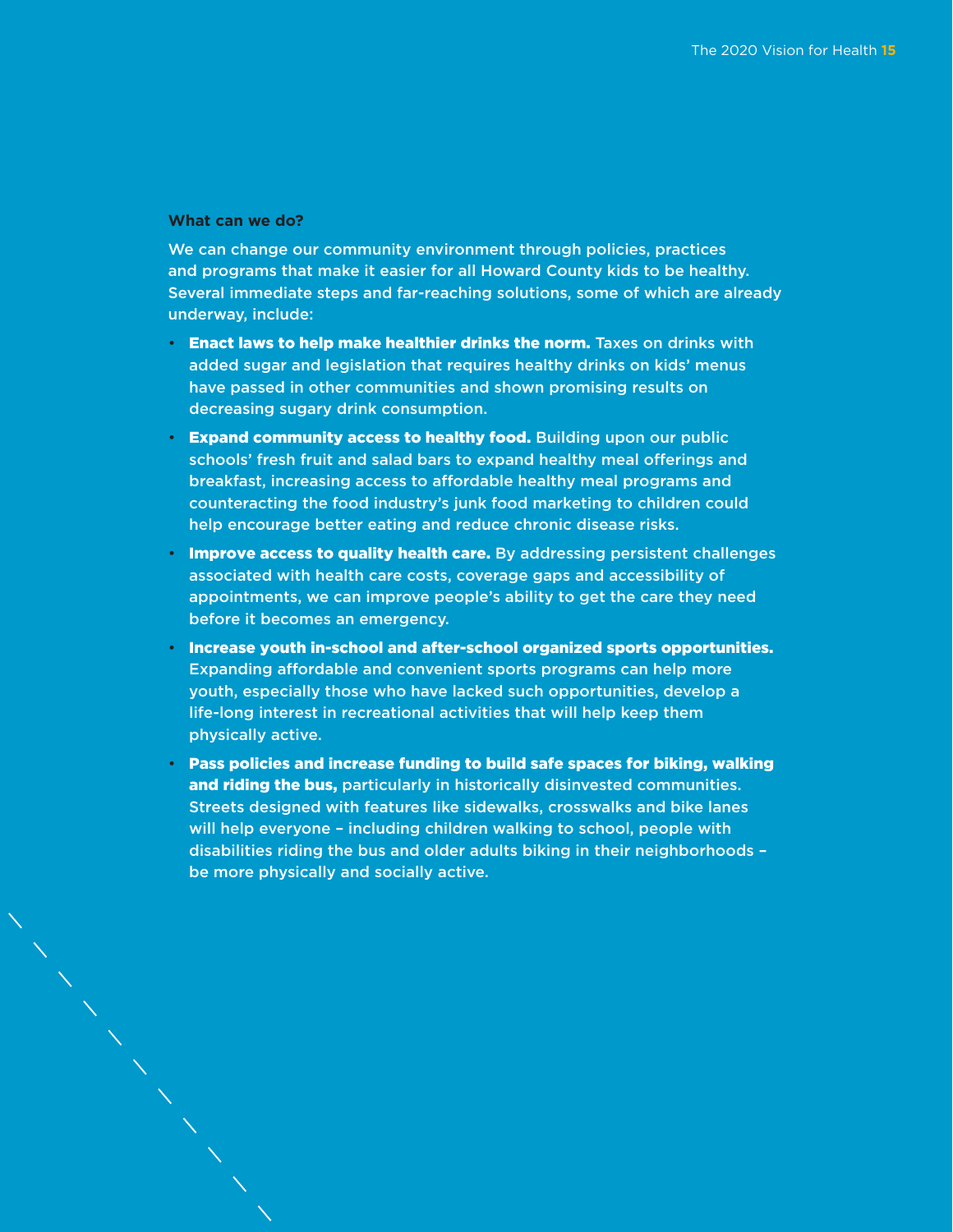**What can we do?**

We can change our community environment through policies, practices and programs that make it easier for all Howard County kids to be healthy. Several immediate steps and far-reaching solutions, some of which are already underway, include:

- **Enact laws to help make healthier drinks the norm.** Taxes on drinks with added sugar and legislation that requires healthy drinks on kids' menus have passed in other communities and shown promising results on decreasing sugary drink consumption.
- **Expand community access to healthy food.** Building upon our public schools' fresh fruit and salad bars to expand healthy meal offerings and breakfast, increasing access to affordable healthy meal programs and counteracting the food industry's junk food marketing to children could help encourage better eating and reduce chronic disease risks.
- **Improve access to quality health care.** By addressing persistent challenges associated with health care costs, coverage gaps and accessibility of appointments, we can improve people's ability to get the care they need before it becomes an emergency.
- **Increase youth in-school and after-school organized sports opportunities.** Expanding affordable and convenient sports programs can help more youth, especially those who have lacked such opportunities, develop a life-long interest in recreational activities that will help keep them physically active.
- **Pass policies and increase funding to build safe spaces for biking, walking and riding the bus,** particularly in historically disinvested communities. Streets designed with features like sidewalks, crosswalks and bike lanes will help everyone – including children walking to school, people with disabilities riding the bus and older adults biking in their neighborhoods – be more physically and socially active.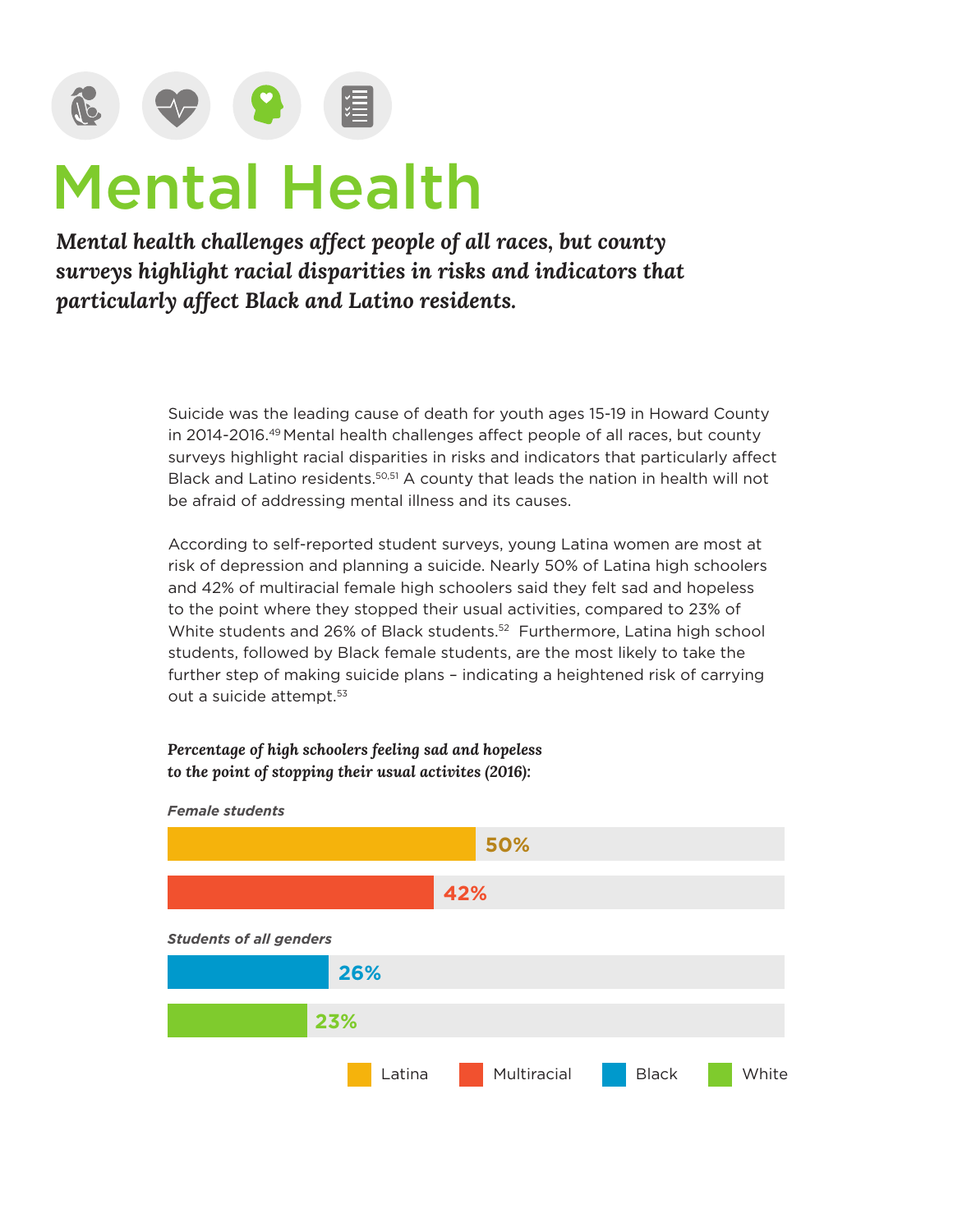# Mental Health

***Mental health challenges affect people of all races, but county surveys highlight racial disparities in risks and indicators that particularly affect Black and Latino residents.***

Suicide was the leading cause of death for youth ages 15-19 in Howard County in 2014-2016.[49] Mental health challenges affect people of all races, but county surveys highlight racial disparities in risks and indicators that particularly affect Black and Latino residents.[50,51] A county that leads the nation in health will not be afraid of addressing mental illness and its causes.

According to self-reported student surveys, young Latina women are most at risk of depression and planning a suicide. Nearly 50% of Latina high schoolers and 42% of multiracial female high schoolers said they felt sad and hopeless to the point where they stopped their usual activities, compared to 23% of White students and 26% of Black students.[52] Furthermore, Latina high school students, followed by Black female students, are the most likely to take the further step of making suicide plans – indicating a heightened risk of carrying out a suicide attempt.[53]

***Percentage of high schoolers feeling sad and hopeless to the point of stopping their usual activites (2016):***

| Group | Race/Ethnicity | Percentage |
|---|---|---|
| *Female students* | Latina | 50% |
| | Multiracial | 42% |
| *Students of all genders* | Black | 26% |
| | White | 23% |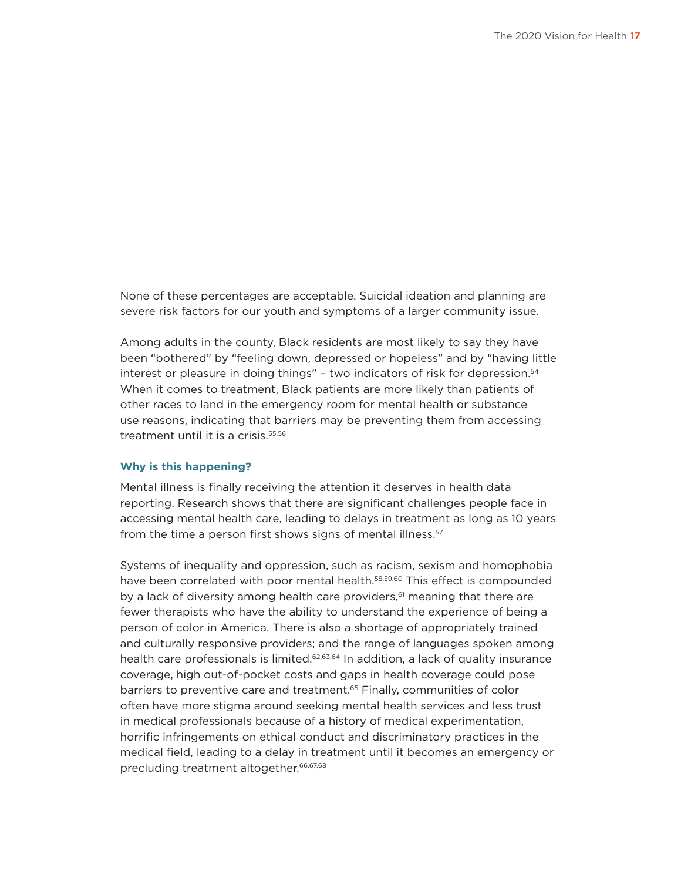None of these percentages are acceptable. Suicidal ideation and planning are severe risk factors for our youth and symptoms of a larger community issue.

Among adults in the county, Black residents are most likely to say they have been "bothered" by "feeling down, depressed or hopeless" and by "having little interest or pleasure in doing things" – two indicators of risk for depression.[54] When it comes to treatment, Black patients are more likely than patients of other races to land in the emergency room for mental health or substance use reasons, indicating that barriers may be preventing them from accessing treatment until it is a crisis.[55,56]

### Why is this happening?

Mental illness is finally receiving the attention it deserves in health data reporting. Research shows that there are significant challenges people face in accessing mental health care, leading to delays in treatment as long as 10 years from the time a person first shows signs of mental illness.[57]

Systems of inequality and oppression, such as racism, sexism and homophobia have been correlated with poor mental health.[58,59,60] This effect is compounded by a lack of diversity among health care providers,[61] meaning that there are fewer therapists who have the ability to understand the experience of being a person of color in America. There is also a shortage of appropriately trained and culturally responsive providers; and the range of languages spoken among health care professionals is limited.[62,63,64] In addition, a lack of quality insurance coverage, high out-of-pocket costs and gaps in health coverage could pose barriers to preventive care and treatment.[65] Finally, communities of color often have more stigma around seeking mental health services and less trust in medical professionals because of a history of medical experimentation, horrific infringements on ethical conduct and discriminatory practices in the medical field, leading to a delay in treatment until it becomes an emergency or precluding treatment altogether.[66,67,68]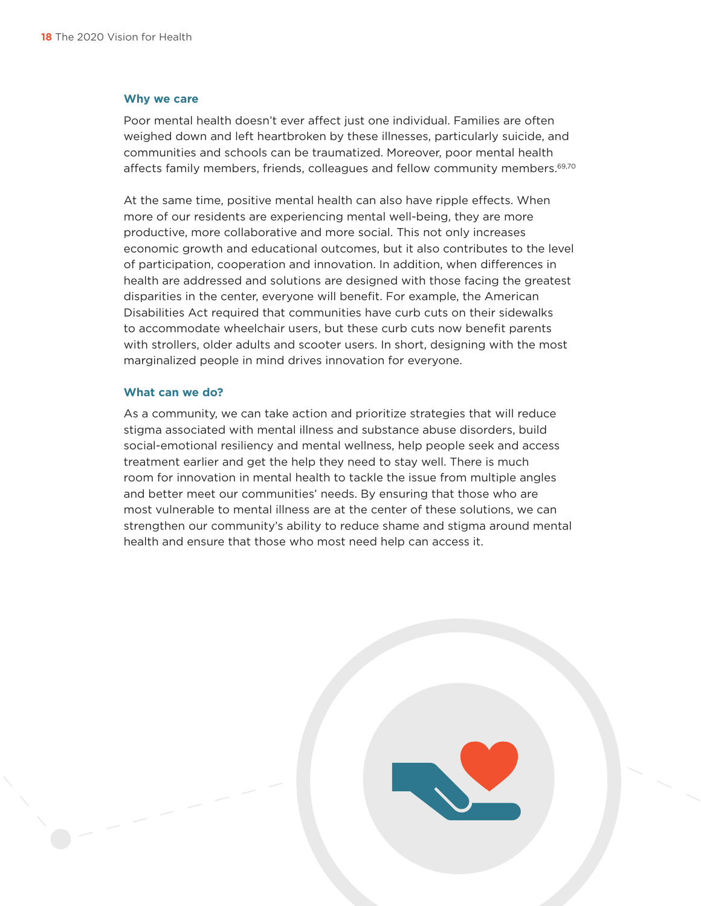### Why we care

Poor mental health doesn't ever affect just one individual. Families are often weighed down and left heartbroken by these illnesses, particularly suicide, and communities and schools can be traumatized. Moreover, poor mental health affects family members, friends, colleagues and fellow community members.[69,70]

At the same time, positive mental health can also have ripple effects. When more of our residents are experiencing mental well-being, they are more productive, more collaborative and more social. This not only increases economic growth and educational outcomes, but it also contributes to the level of participation, cooperation and innovation. In addition, when differences in health are addressed and solutions are designed with those facing the greatest disparities in the center, everyone will benefit. For example, the American Disabilities Act required that communities have curb cuts on their sidewalks to accommodate wheelchair users, but these curb cuts now benefit parents with strollers, older adults and scooter users. In short, designing with the most marginalized people in mind drives innovation for everyone.

### What can we do?

As a community, we can take action and prioritize strategies that will reduce stigma associated with mental illness and substance abuse disorders, build social-emotional resiliency and mental wellness, help people seek and access treatment earlier and get the help they need to stay well. There is much room for innovation in mental health to tackle the issue from multiple angles and better meet our communities' needs. By ensuring that those who are most vulnerable to mental illness are at the center of these solutions, we can strengthen our community's ability to reduce shame and stigma around mental health and ensure that those who most need help can access it.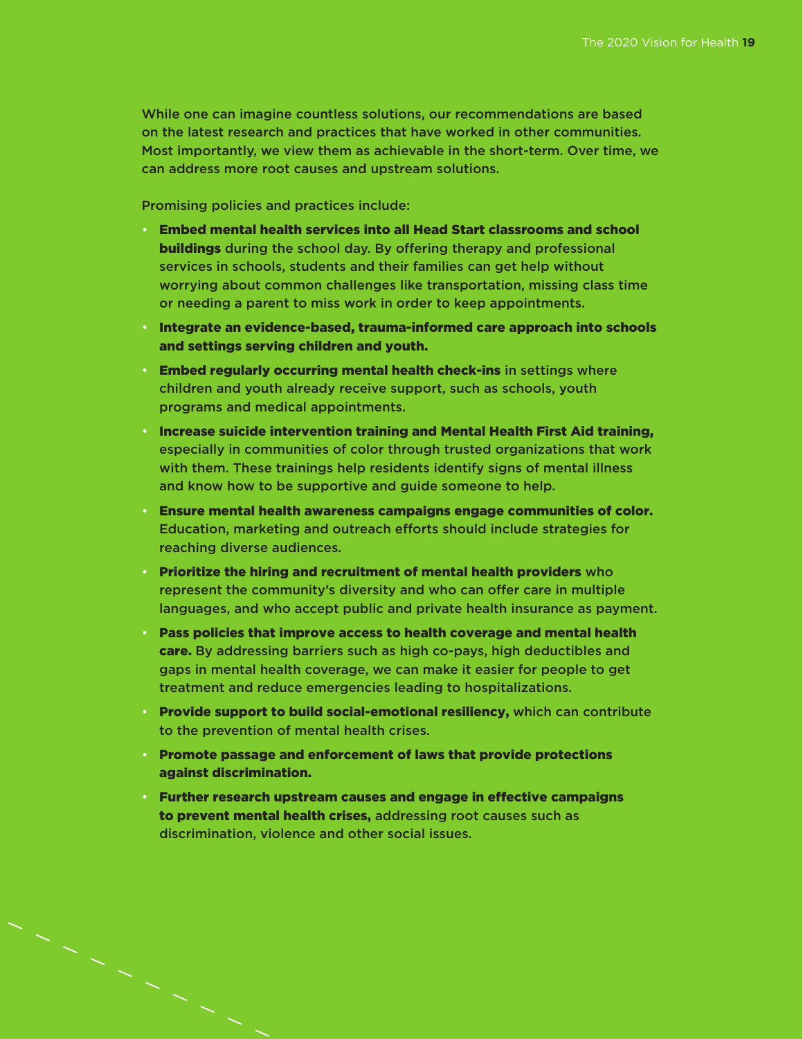While one can imagine countless solutions, our recommendations are based on the latest research and practices that have worked in other communities. Most importantly, we view them as achievable in the short-term. Over time, we can address more root causes and upstream solutions.

Promising policies and practices include:

- **Embed mental health services into all Head Start classrooms and school buildings** during the school day. By offering therapy and professional services in schools, students and their families can get help without worrying about common challenges like transportation, missing class time or needing a parent to miss work in order to keep appointments.
- **Integrate an evidence-based, trauma-informed care approach into schools and settings serving children and youth.**
- **Embed regularly occurring mental health check-ins** in settings where children and youth already receive support, such as schools, youth programs and medical appointments.
- **Increase suicide intervention training and Mental Health First Aid training,** especially in communities of color through trusted organizations that work with them. These trainings help residents identify signs of mental illness and know how to be supportive and guide someone to help.
- **Ensure mental health awareness campaigns engage communities of color.** Education, marketing and outreach efforts should include strategies for reaching diverse audiences.
- **Prioritize the hiring and recruitment of mental health providers** who represent the community's diversity and who can offer care in multiple languages, and who accept public and private health insurance as payment.
- **Pass policies that improve access to health coverage and mental health care.** By addressing barriers such as high co-pays, high deductibles and gaps in mental health coverage, we can make it easier for people to get treatment and reduce emergencies leading to hospitalizations.
- **Provide support to build social-emotional resiliency,** which can contribute to the prevention of mental health crises.
- **Promote passage and enforcement of laws that provide protections against discrimination.**
- **Further research upstream causes and engage in effective campaigns to prevent mental health crises,** addressing root causes such as discrimination, violence and other social issues.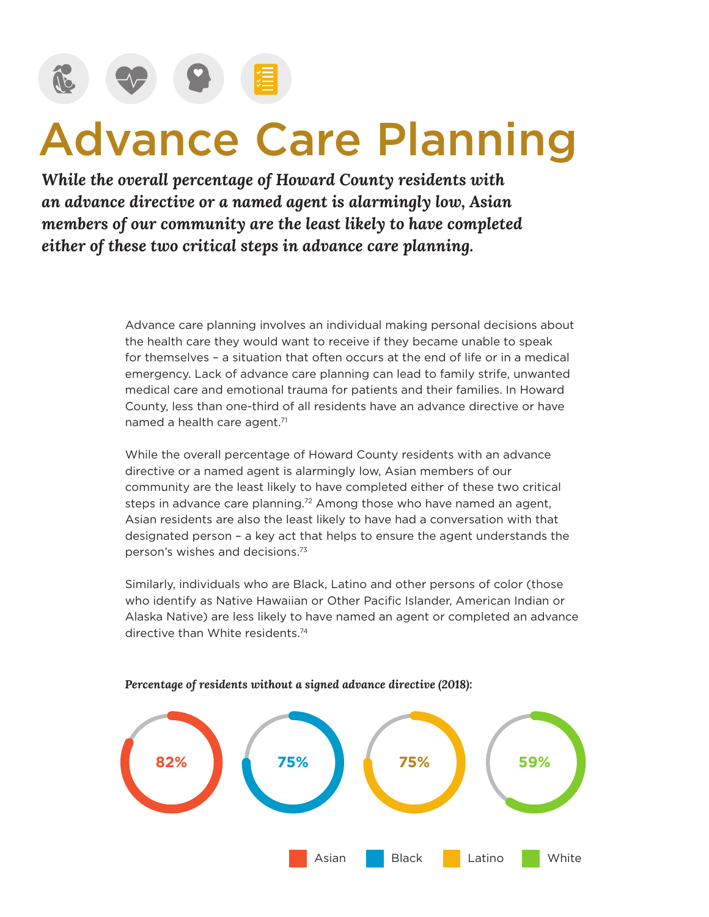# Advance Care Planning

***While the overall percentage of Howard County residents with an advance directive or a named agent is alarmingly low, Asian members of our community are the least likely to have completed either of these two critical steps in advance care planning.***

Advance care planning involves an individual making personal decisions about the health care they would want to receive if they became unable to speak for themselves – a situation that often occurs at the end of life or in a medical emergency. Lack of advance care planning can lead to family strife, unwanted medical care and emotional trauma for patients and their families. In Howard County, less than one-third of all residents have an advance directive or have named a health care agent.[71]

While the overall percentage of Howard County residents with an advance directive or a named agent is alarmingly low, Asian members of our community are the least likely to have completed either of these two critical steps in advance care planning.[72] Among those who have named an agent, Asian residents are also the least likely to have had a conversation with that designated person – a key act that helps to ensure the agent understands the person's wishes and decisions.[73]

Similarly, individuals who are Black, Latino and other persons of color (those who identify as Native Hawaiian or Other Pacific Islander, American Indian or Alaska Native) are less likely to have named an agent or completed an advance directive than White residents.[74]

***Percentage of residents without a signed advance directive (2018):***

| Asian | Black | Latino | White |
|---|---|---|---|
| 82% | 75% | 75% | 59% |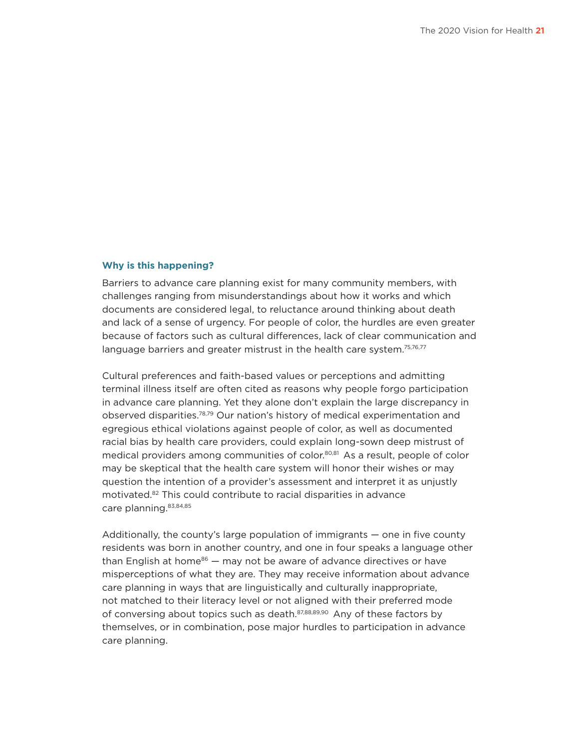### Why is this happening?

Barriers to advance care planning exist for many community members, with challenges ranging from misunderstandings about how it works and which documents are considered legal, to reluctance around thinking about death and lack of a sense of urgency. For people of color, the hurdles are even greater because of factors such as cultural differences, lack of clear communication and language barriers and greater mistrust in the health care system.[75,76,77]

Cultural preferences and faith-based values or perceptions and admitting terminal illness itself are often cited as reasons why people forgo participation in advance care planning. Yet they alone don't explain the large discrepancy in observed disparities.[78,79] Our nation's history of medical experimentation and egregious ethical violations against people of color, as well as documented racial bias by health care providers, could explain long-sown deep mistrust of medical providers among communities of color.[80,81] As a result, people of color may be skeptical that the health care system will honor their wishes or may question the intention of a provider's assessment and interpret it as unjustly motivated.[82] This could contribute to racial disparities in advance care planning.[83,84,85]

Additionally, the county's large population of immigrants — one in five county residents was born in another country, and one in four speaks a language other than English at home[86] — may not be aware of advance directives or have misperceptions of what they are. They may receive information about advance care planning in ways that are linguistically and culturally inappropriate, not matched to their literacy level or not aligned with their preferred mode of conversing about topics such as death.[87,88,89,90] Any of these factors by themselves, or in combination, pose major hurdles to participation in advance care planning.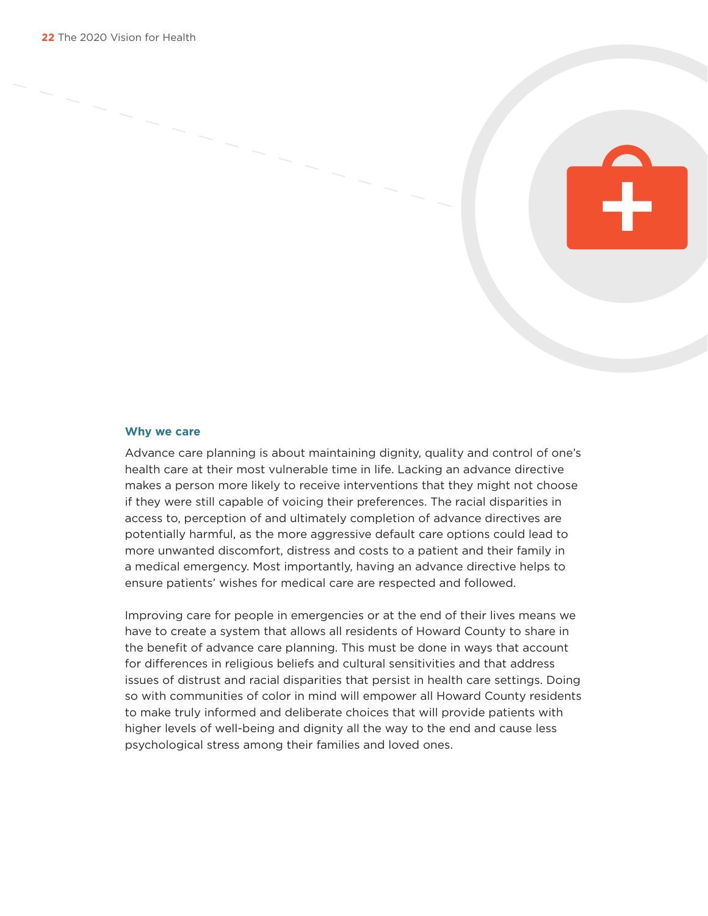### Why we care

Advance care planning is about maintaining dignity, quality and control of one's health care at their most vulnerable time in life. Lacking an advance directive makes a person more likely to receive interventions that they might not choose if they were still capable of voicing their preferences. The racial disparities in access to, perception of and ultimately completion of advance directives are potentially harmful, as the more aggressive default care options could lead to more unwanted discomfort, distress and costs to a patient and their family in a medical emergency. Most importantly, having an advance directive helps to ensure patients' wishes for medical care are respected and followed.

Improving care for people in emergencies or at the end of their lives means we have to create a system that allows all residents of Howard County to share in the benefit of advance care planning. This must be done in ways that account for differences in religious beliefs and cultural sensitivities and that address issues of distrust and racial disparities that persist in health care settings. Doing so with communities of color in mind will empower all Howard County residents to make truly informed and deliberate choices that will provide patients with higher levels of well-being and dignity all the way to the end and cause less psychological stress among their families and loved ones.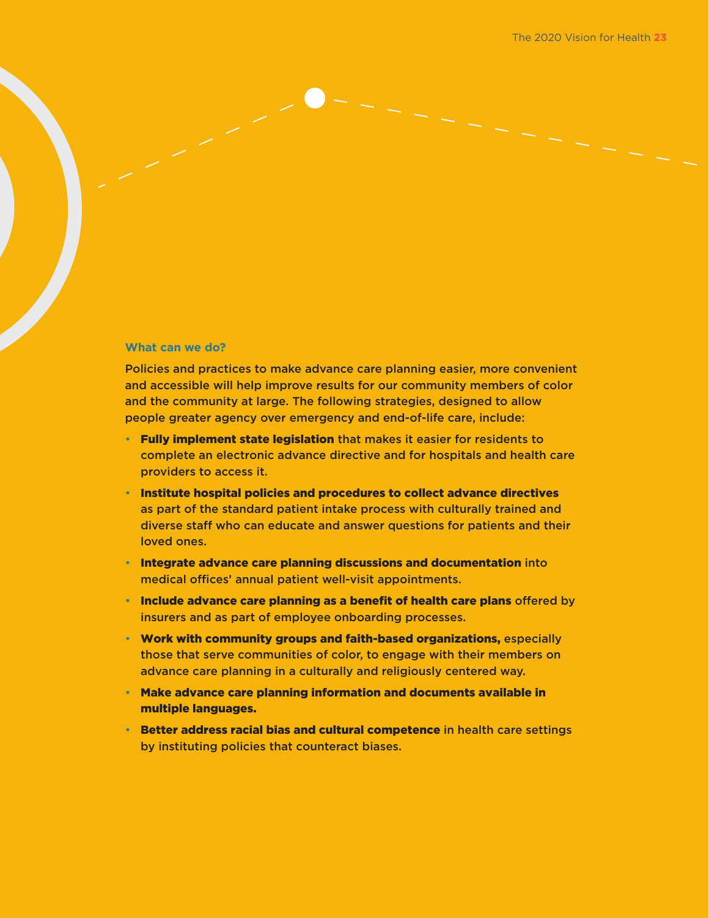### What can we do?

Policies and practices to make advance care planning easier, more convenient and accessible will help improve results for our community members of color and the community at large. The following strategies, designed to allow people greater agency over emergency and end-of-life care, include:

- **Fully implement state legislation** that makes it easier for residents to complete an electronic advance directive and for hospitals and health care providers to access it.
- **Institute hospital policies and procedures to collect advance directives** as part of the standard patient intake process with culturally trained and diverse staff who can educate and answer questions for patients and their loved ones.
- **Integrate advance care planning discussions and documentation** into medical offices' annual patient well-visit appointments.
- **Include advance care planning as a benefit of health care plans** offered by insurers and as part of employee onboarding processes.
- **Work with community groups and faith-based organizations,** especially those that serve communities of color, to engage with their members on advance care planning in a culturally and religiously centered way.
- **Make advance care planning information and documents available in multiple languages.**
- **Better address racial bias and cultural competence** in health care settings by instituting policies that counteract biases.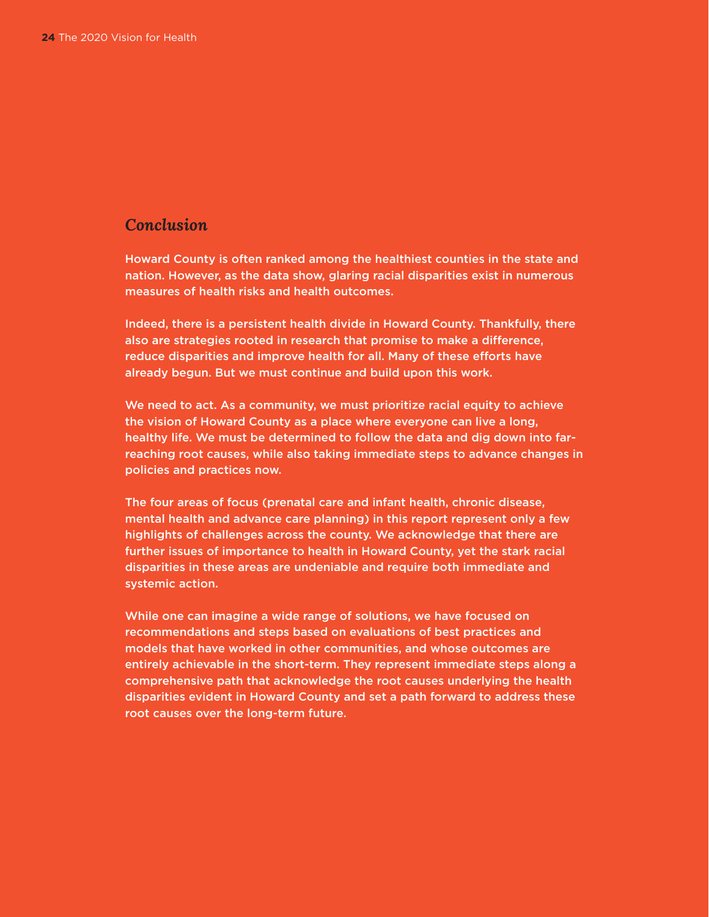## Conclusion

Howard County is often ranked among the healthiest counties in the state and nation. However, as the data show, glaring racial disparities exist in numerous measures of health risks and health outcomes.

Indeed, there is a persistent health divide in Howard County. Thankfully, there also are strategies rooted in research that promise to make a difference, reduce disparities and improve health for all. Many of these efforts have already begun. But we must continue and build upon this work.

We need to act. As a community, we must prioritize racial equity to achieve the vision of Howard County as a place where everyone can live a long, healthy life. We must be determined to follow the data and dig down into far-reaching root causes, while also taking immediate steps to advance changes in policies and practices now.

The four areas of focus (prenatal care and infant health, chronic disease, mental health and advance care planning) in this report represent only a few highlights of challenges across the county. We acknowledge that there are further issues of importance to health in Howard County, yet the stark racial disparities in these areas are undeniable and require both immediate and systemic action.

While one can imagine a wide range of solutions, we have focused on recommendations and steps based on evaluations of best practices and models that have worked in other communities, and whose outcomes are entirely achievable in the short-term. They represent immediate steps along a comprehensive path that acknowledge the root causes underlying the health disparities evident in Howard County and set a path forward to address these root causes over the long-term future.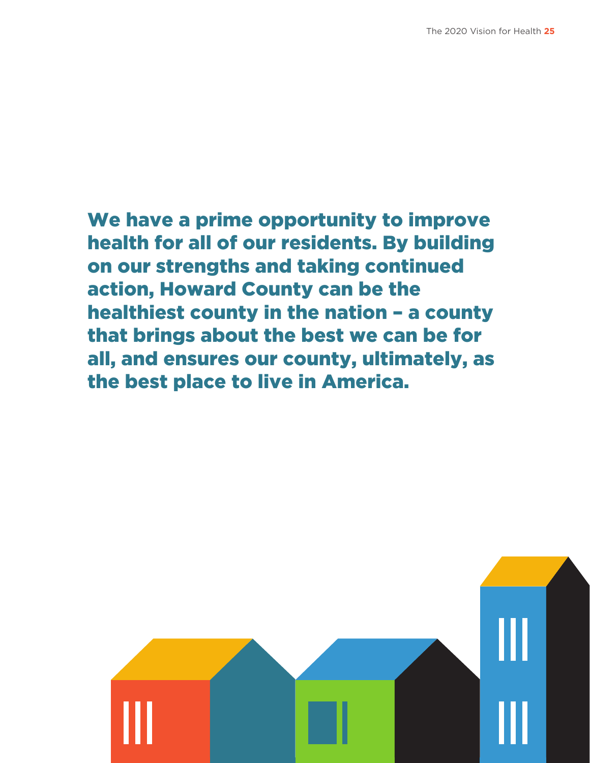**We have a prime opportunity to improve health for all of our residents. By building on our strengths and taking continued action, Howard County can be the healthiest county in the nation – a county that brings about the best we can be for all, and ensures our county, ultimately, as the best place to live in America.**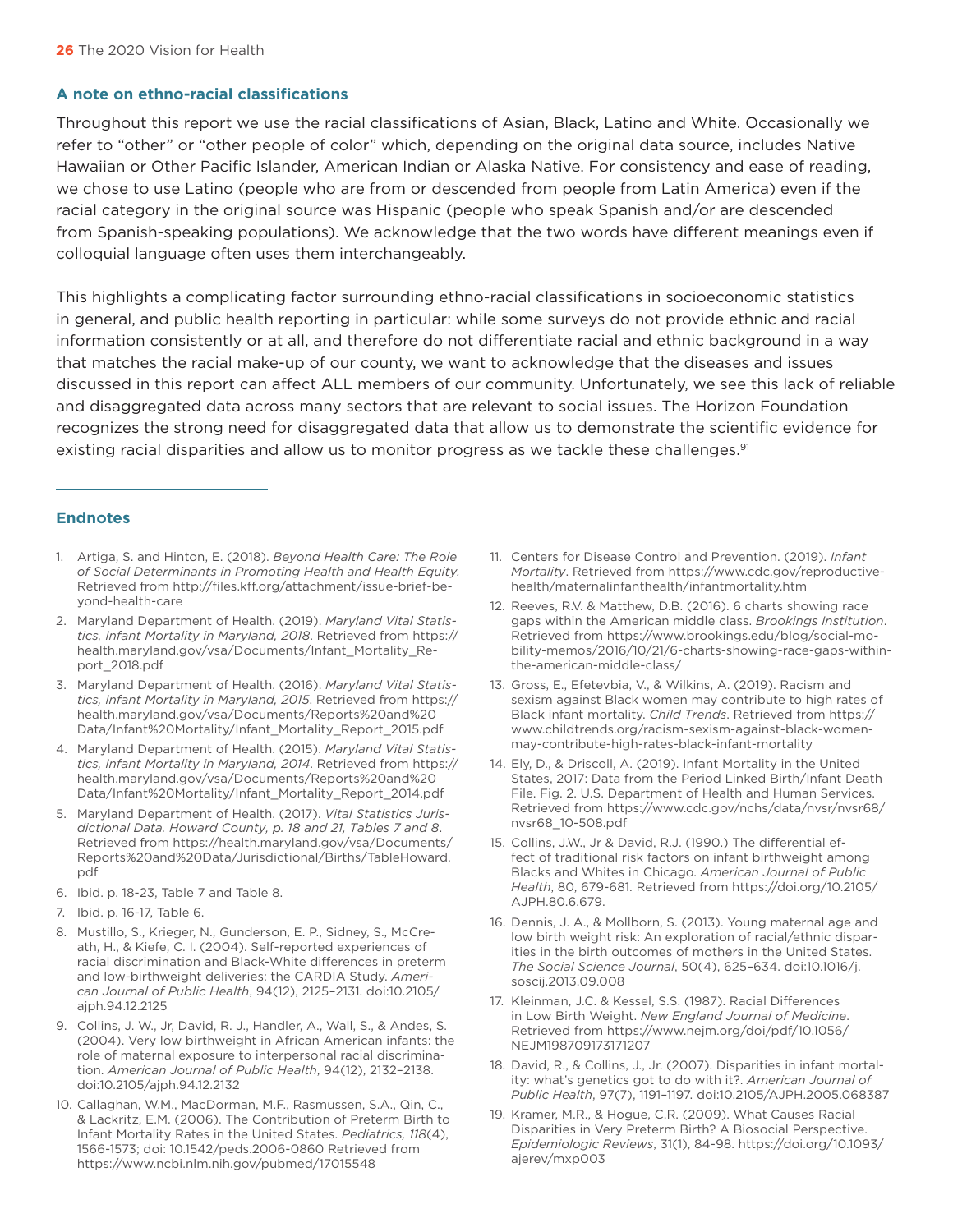### A note on ethno-racial classifications

Throughout this report we use the racial classifications of Asian, Black, Latino and White. Occasionally we refer to "other" or "other people of color" which, depending on the original data source, includes Native Hawaiian or Other Pacific Islander, American Indian or Alaska Native. For consistency and ease of reading, we chose to use Latino (people who are from or descended from people from Latin America) even if the racial category in the original source was Hispanic (people who speak Spanish and/or are descended from Spanish-speaking populations). We acknowledge that the two words have different meanings even if colloquial language often uses them interchangeably.

This highlights a complicating factor surrounding ethno-racial classifications in socioeconomic statistics in general, and public health reporting in particular: while some surveys do not provide ethnic and racial information consistently or at all, and therefore do not differentiate racial and ethnic background in a way that matches the racial make-up of our county, we want to acknowledge that the diseases and issues discussed in this report can affect ALL members of our community. Unfortunately, we see this lack of reliable and disaggregated data across many sectors that are relevant to social issues. The Horizon Foundation recognizes the strong need for disaggregated data that allow us to demonstrate the scientific evidence for existing racial disparities and allow us to monitor progress as we tackle these challenges.[91]

### Endnotes

1. Artiga, S. and Hinton, E. (2018). *Beyond Health Care: The Role of Social Determinants in Promoting Health and Health Equity*. Retrieved from http://files.kff.org/attachment/issue-brief-beyond-health-care
2. Maryland Department of Health. (2019). *Maryland Vital Statistics, Infant Mortality in Maryland, 2018*. Retrieved from https://health.maryland.gov/vsa/Documents/Infant_Mortality_Report_2018.pdf
3. Maryland Department of Health. (2016). *Maryland Vital Statistics, Infant Mortality in Maryland, 2015*. Retrieved from https://health.maryland.gov/vsa/Documents/Reports%20and%20Data/Infant%20Mortality/Infant_Mortality_Report_2015.pdf
4. Maryland Department of Health. (2015). *Maryland Vital Statistics, Infant Mortality in Maryland, 2014*. Retrieved from https://health.maryland.gov/vsa/Documents/Reports%20and%20Data/Infant%20Mortality/Infant_Mortality_Report_2014.pdf
5. Maryland Department of Health. (2017). *Vital Statistics Jurisdictional Data. Howard County, p. 18 and 21, Tables 7 and 8*. Retrieved from https://health.maryland.gov/vsa/Documents/Reports%20and%20Data/Jurisdictional/Births/TableHoward.pdf
6. Ibid. p. 18-23, Table 7 and Table 8.
7. Ibid. p. 16-17, Table 6.
8. Mustillo, S., Krieger, N., Gunderson, E. P., Sidney, S., McCreath, H., & Kiefe, C. I. (2004). Self-reported experiences of racial discrimination and Black-White differences in preterm and low-birthweight deliveries: the CARDIA Study. *American Journal of Public Health*, 94(12), 2125–2131. doi:10.2105/ajph.94.12.2125
9. Collins, J. W., Jr, David, R. J., Handler, A., Wall, S., & Andes, S. (2004). Very low birthweight in African American infants: the role of maternal exposure to interpersonal racial discrimination. *American Journal of Public Health*, 94(12), 2132–2138. doi:10.2105/ajph.94.12.2132
10. Callaghan, W.M., MacDorman, M.F., Rasmussen, S.A., Qin, C., & Lackritz, E.M. (2006). The Contribution of Preterm Birth to Infant Mortality Rates in the United States. *Pediatrics, 118*(4), 1566-1573; doi: 10.1542/peds.2006-0860 Retrieved from https://www.ncbi.nlm.nih.gov/pubmed/17015548
11. Centers for Disease Control and Prevention. (2019). *Infant Mortality*. Retrieved from https://www.cdc.gov/reproductivehealth/maternalinfanthealth/infantmortality.htm
12. Reeves, R.V. & Matthew, D.B. (2016). 6 charts showing race gaps within the American middle class. *Brookings Institution*. Retrieved from https://www.brookings.edu/blog/social-mobility-memos/2016/10/21/6-charts-showing-race-gaps-within-the-american-middle-class/
13. Gross, E., Efetevbia, V., & Wilkins, A. (2019). Racism and sexism against Black women may contribute to high rates of Black infant mortality. *Child Trends*. Retrieved from https://www.childtrends.org/racism-sexism-against-black-women-may-contribute-high-rates-black-infant-mortality
14. Ely, D., & Driscoll, A. (2019). Infant Mortality in the United States, 2017: Data from the Period Linked Birth/Infant Death File. Fig. 2. U.S. Department of Health and Human Services. Retrieved from https://www.cdc.gov/nchs/data/nvsr/nvsr68/nvsr68_10-508.pdf
15. Collins, J.W., Jr & David, R.J. (1990.) The differential effect of traditional risk factors on infant birthweight among Blacks and Whites in Chicago. *American Journal of Public Health*, 80, 679-681. Retrieved from https://doi.org/10.2105/AJPH.80.6.679.
16. Dennis, J. A., & Mollborn, S. (2013). Young maternal age and low birth weight risk: An exploration of racial/ethnic disparities in the birth outcomes of mothers in the United States. *The Social Science Journal*, 50(4), 625–634. doi:10.1016/j.soscij.2013.09.008
17. Kleinman, J.C. & Kessel, S.S. (1987). Racial Differences in Low Birth Weight. *New England Journal of Medicine*. Retrieved from https://www.nejm.org/doi/pdf/10.1056/NEJM198709173171207
18. David, R., & Collins, J., Jr. (2007). Disparities in infant mortality: what's genetics got to do with it?. *American Journal of Public Health*, 97(7), 1191–1197. doi:10.2105/AJPH.2005.068387
19. Kramer, M.R., & Hogue, C.R. (2009). What Causes Racial Disparities in Very Preterm Birth? A Biosocial Perspective. *Epidemiologic Reviews*, 31(1), 84-98. https://doi.org/10.1093/ajerev/mxp003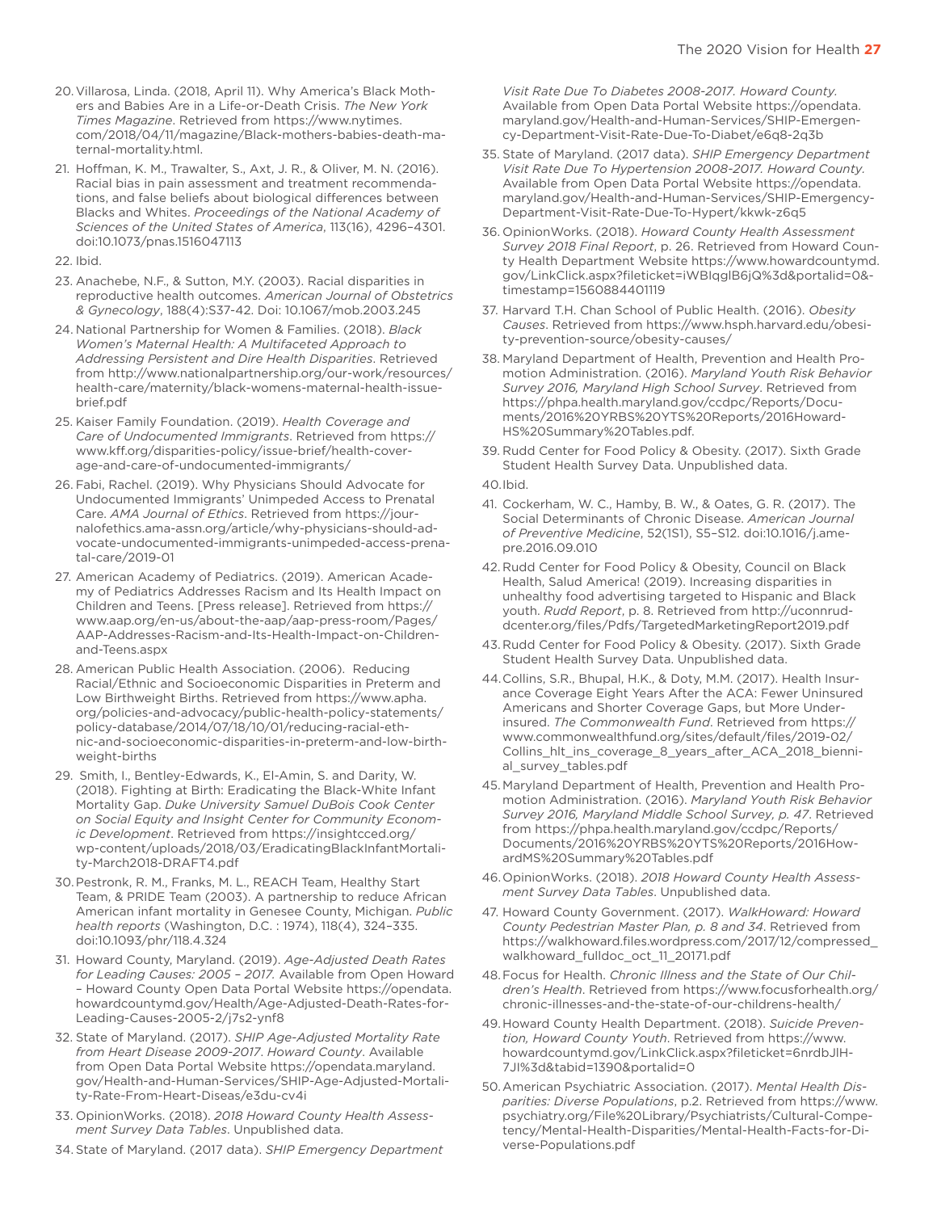20. Villarosa, Linda. (2018, April 11). Why America's Black Mothers and Babies Are in a Life-or-Death Crisis. *The New York Times Magazine*. Retrieved from https://www.nytimes.com/2018/04/11/magazine/Black-mothers-babies-death-maternal-mortality.html.
21. Hoffman, K. M., Trawalter, S., Axt, J. R., & Oliver, M. N. (2016). Racial bias in pain assessment and treatment recommendations, and false beliefs about biological differences between Blacks and Whites. *Proceedings of the National Academy of Sciences of the United States of America*, 113(16), 4296–4301. doi:10.1073/pnas.1516047113
22. Ibid.
23. Anachebe, N.F., & Sutton, M.Y. (2003). Racial disparities in reproductive health outcomes. *American Journal of Obstetrics & Gynecology*, 188(4):S37-42. Doi: 10.1067/mob.2003.245
24. National Partnership for Women & Families. (2018). *Black Women's Maternal Health: A Multifaceted Approach to Addressing Persistent and Dire Health Disparities*. Retrieved from http://www.nationalpartnership.org/our-work/resources/health-care/maternity/black-womens-maternal-health-issue-brief.pdf
25. Kaiser Family Foundation. (2019). *Health Coverage and Care of Undocumented Immigrants*. Retrieved from https://www.kff.org/disparities-policy/issue-brief/health-coverage-and-care-of-undocumented-immigrants/
26. Fabi, Rachel. (2019). Why Physicians Should Advocate for Undocumented Immigrants' Unimpeded Access to Prenatal Care. *AMA Journal of Ethics*. Retrieved from https://journalofethics.ama-assn.org/article/why-physicians-should-advocate-undocumented-immigrants-unimpeded-access-prenatal-care/2019-01
27. American Academy of Pediatrics. (2019). American Academy of Pediatrics Addresses Racism and Its Health Impact on Children and Teens. [Press release]. Retrieved from https://www.aap.org/en-us/about-the-aap/aap-press-room/Pages/AAP-Addresses-Racism-and-Its-Health-Impact-on-Children-and-Teens.aspx
28. American Public Health Association. (2006). Reducing Racial/Ethnic and Socioeconomic Disparities in Preterm and Low Birthweight Births. Retrieved from https://www.apha.org/policies-and-advocacy/public-health-policy-statements/policy-database/2014/07/18/10/01/reducing-racial-ethnic-and-socioeconomic-disparities-in-preterm-and-low-birthweight-births
29. Smith, I., Bentley-Edwards, K., El-Amin, S. and Darity, W. (2018). Fighting at Birth: Eradicating the Black-White Infant Mortality Gap. *Duke University Samuel DuBois Cook Center on Social Equity and Insight Center for Community Economic Development*. Retrieved from https://insightcced.org/wp-content/uploads/2018/03/EradicatingBlackInfantMortality-March2018-DRAFT4.pdf
30. Pestronk, R. M., Franks, M. L., REACH Team, Healthy Start Team, & PRIDE Team (2003). A partnership to reduce African American infant mortality in Genesee County, Michigan. *Public health reports* (Washington, D.C. : 1974), 118(4), 324–335. doi:10.1093/phr/118.4.324
31. Howard County, Maryland. (2019). *Age-Adjusted Death Rates for Leading Causes: 2005 – 2017.* Available from Open Howard – Howard County Open Data Portal Website https://opendata.howardcountymd.gov/Health/Age-Adjusted-Death-Rates-for-Leading-Causes-2005-2/j7s2-ynf8
32. State of Maryland. (2017). *SHIP Age-Adjusted Mortality Rate from Heart Disease 2009-2017*. *Howard County*. Available from Open Data Portal Website https://opendata.maryland.gov/Health-and-Human-Services/SHIP-Age-Adjusted-Mortality-Rate-From-Heart-Diseas/e3du-cv4i
33. OpinionWorks. (2018). *2018 Howard County Health Assessment Survey Data Tables*. Unpublished data.
34. State of Maryland. (2017 data). *SHIP Emergency Department Visit Rate Due To Diabetes 2008-2017. Howard County.* Available from Open Data Portal Website https://opendata.maryland.gov/Health-and-Human-Services/SHIP-Emergency-Department-Visit-Rate-Due-To-Diabet/e6q8-2q3b
35. State of Maryland. (2017 data). *SHIP Emergency Department Visit Rate Due To Hypertension 2008-2017. Howard County.* Available from Open Data Portal Website https://opendata.maryland.gov/Health-and-Human-Services/SHIP-Emergency-Department-Visit-Rate-Due-To-Hypert/kkwk-z6q5
36. OpinionWorks. (2018). *Howard County Health Assessment Survey 2018 Final Report*, p. 26. Retrieved from Howard County Health Department Website https://www.howardcountymd.gov/LinkClick.aspx?fileticket=iWBIqglB6jQ%3d&portalid=0&timestamp=1560884401119
37. Harvard T.H. Chan School of Public Health. (2016). *Obesity Causes*. Retrieved from https://www.hsph.harvard.edu/obesity-prevention-source/obesity-causes/
38. Maryland Department of Health, Prevention and Health Promotion Administration. (2016). *Maryland Youth Risk Behavior Survey 2016, Maryland High School Survey*. Retrieved from https://phpa.health.maryland.gov/ccdpc/Reports/Documents/2016%20YRBS%20YTS%20Reports/2016Howard-HS%20Summary%20Tables.pdf.
39. Rudd Center for Food Policy & Obesity. (2017). Sixth Grade Student Health Survey Data. Unpublished data.
40. Ibid.
41. Cockerham, W. C., Hamby, B. W., & Oates, G. R. (2017). The Social Determinants of Chronic Disease. *American Journal of Preventive Medicine*, 52(1S1), S5–S12. doi:10.1016/j.amepre.2016.09.010
42. Rudd Center for Food Policy & Obesity, Council on Black Health, Salud America! (2019). Increasing disparities in unhealthy food advertising targeted to Hispanic and Black youth. *Rudd Report*, p. 8. Retrieved from http://uconnruddcenter.org/files/Pdfs/TargetedMarketingReport2019.pdf
43. Rudd Center for Food Policy & Obesity. (2017). Sixth Grade Student Health Survey Data. Unpublished data.
44. Collins, S.R., Bhupal, H.K., & Doty, M.M. (2017). Health Insurance Coverage Eight Years After the ACA: Fewer Uninsured Americans and Shorter Coverage Gaps, but More Underinsured. *The Commonwealth Fund*. Retrieved from https://www.commonwealthfund.org/sites/default/files/2019-02/Collins_hlt_ins_coverage_8_years_after_ACA_2018_biennial_survey_tables.pdf
45. Maryland Department of Health, Prevention and Health Promotion Administration. (2016). *Maryland Youth Risk Behavior Survey 2016, Maryland Middle School Survey, p. 47*. Retrieved from https://phpa.health.maryland.gov/ccdpc/Reports/Documents/2016%20YRBS%20YTS%20Reports/2016HowardMS%20Summary%20Tables.pdf
46. OpinionWorks. (2018). *2018 Howard County Health Assessment Survey Data Tables*. Unpublished data.
47. Howard County Government. (2017). *WalkHoward: Howard County Pedestrian Master Plan, p. 8 and 34*. Retrieved from https://walkhoward.files.wordpress.com/2017/12/compressed_walkhoward_fulldoc_oct_11_20171.pdf
48. Focus for Health. *Chronic Illness and the State of Our Children's Health*. Retrieved from https://www.focusforhealth.org/chronic-illnesses-and-the-state-of-our-childrens-health/
49. Howard County Health Department. (2018). *Suicide Prevention, Howard County Youth*. Retrieved from https://www.howardcountymd.gov/LinkClick.aspx?fileticket=6nrdbJlH-7Jl%3d&tabid=1390&portalid=0
50. American Psychiatric Association. (2017). *Mental Health Disparities: Diverse Populations*, p.2. Retrieved from https://www.psychiatry.org/File%20Library/Psychiatrists/Cultural-Competency/Mental-Health-Disparities/Mental-Health-Facts-for-Diverse-Populations.pdf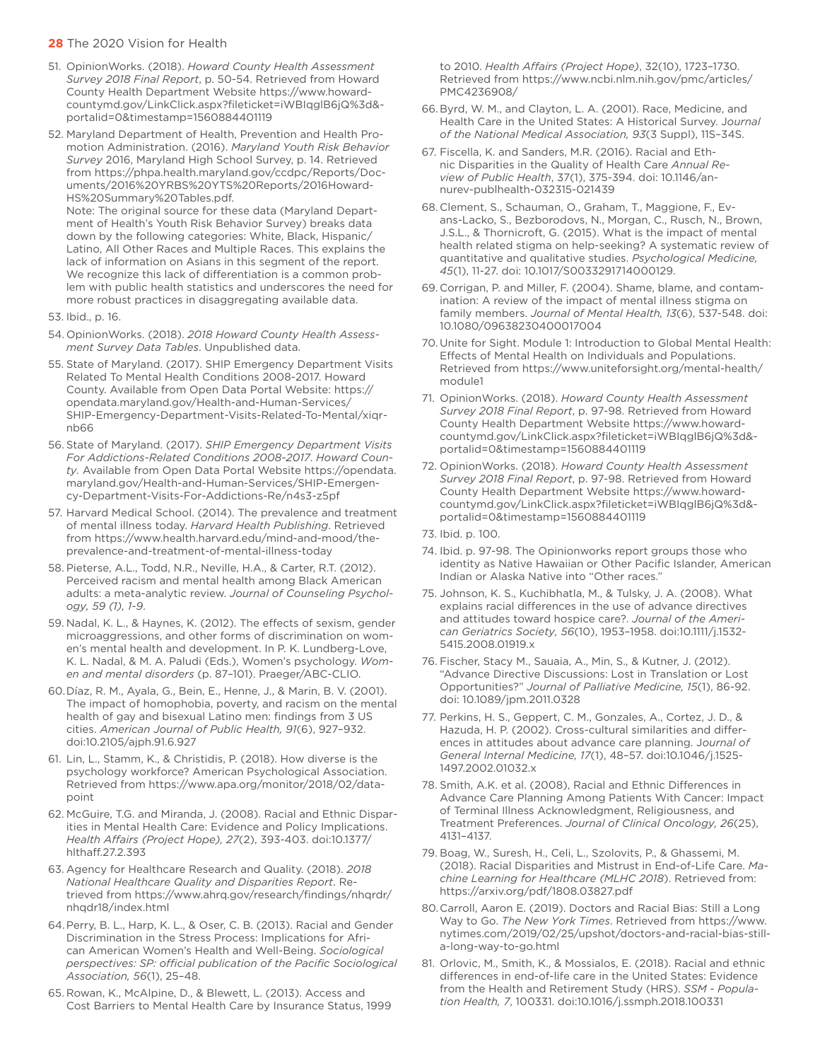51. OpinionWorks. (2018). *Howard County Health Assessment Survey 2018 Final Report*, p. 50-54. Retrieved from Howard County Health Department Website https://www.howardcountymd.gov/LinkClick.aspx?fileticket=iWBIqglB6jQ%3d&-portalid=0&timestamp=1560884401119

52. Maryland Department of Health, Prevention and Health Promotion Administration. (2016). *Maryland Youth Risk Behavior Survey* 2016, Maryland High School Survey, p. 14. Retrieved from https://phpa.health.maryland.gov/ccdpc/Reports/Documents/2016%20YRBS%20YTS%20Reports/2016HowardHS%20Summary%20Tables.pdf.
Note: The original source for these data (Maryland Department of Health's Youth Risk Behavior Survey) breaks data down by the following categories: White, Black, Hispanic/Latino, All Other Races and Multiple Races. This explains the lack of information on Asians in this segment of the report. We recognize this lack of differentiation is a common problem with public health statistics and underscores the need for more robust practices in disaggregating available data.

53. Ibid., p. 16.

54. OpinionWorks. (2018). *2018 Howard County Health Assessment Survey Data Tables*. Unpublished data.

55. State of Maryland. (2017). SHIP Emergency Department Visits Related To Mental Health Conditions 2008-2017. Howard County. Available from Open Data Portal Website: https://opendata.maryland.gov/Health-and-Human-Services/SHIP-Emergency-Department-Visits-Related-To-Mental/xiqr-nb66

56. State of Maryland. (2017). *SHIP Emergency Department Visits For Addictions-Related Conditions 2008-2017*. *Howard County*. Available from Open Data Portal Website https://opendata.maryland.gov/Health-and-Human-Services/SHIP-Emergency-Department-Visits-For-Addictions-Re/n4s3-z5pf

57. Harvard Medical School. (2014). The prevalence and treatment of mental illness today. *Harvard Health Publishing*. Retrieved from https://www.health.harvard.edu/mind-and-mood/the-prevalence-and-treatment-of-mental-illness-today

58. Pieterse, A.L., Todd, N.R., Neville, H.A., & Carter, R.T. (2012). Perceived racism and mental health among Black American adults: a meta-analytic review. *Journal of Counseling Psychology, 59 (1), 1-9*.

59. Nadal, K. L., & Haynes, K. (2012). The effects of sexism, gender microaggressions, and other forms of discrimination on women's mental health and development. In P. K. Lundberg-Love, K. L. Nadal, & M. A. Paludi (Eds.), Women's psychology. *Women and mental disorders* (p. 87–101). Praeger/ABC-CLIO.

60. Díaz, R. M., Ayala, G., Bein, E., Henne, J., & Marin, B. V. (2001). The impact of homophobia, poverty, and racism on the mental health of gay and bisexual Latino men: findings from 3 US cities. *American Journal of Public Health, 91*(6), 927–932. doi:10.2105/ajph.91.6.927

61. Lin, L., Stamm, K., & Christidis, P. (2018). How diverse is the psychology workforce? American Psychological Association. Retrieved from https://www.apa.org/monitor/2018/02/datapoint

62. McGuire, T.G. and Miranda, J. (2008). Racial and Ethnic Disparities in Mental Health Care: Evidence and Policy Implications. *Health Affairs (Project Hope), 27*(2), 393-403. doi:10.1377/hlthaff.27.2.393

63. Agency for Healthcare Research and Quality. (2018). *2018 National Healthcare Quality and Disparities Report*. Retrieved from https://www.ahrq.gov/research/findings/nhqrdr/nhqdr18/index.html

64. Perry, B. L., Harp, K. L., & Oser, C. B. (2013). Racial and Gender Discrimination in the Stress Process: Implications for African American Women's Health and Well-Being. *Sociological perspectives: SP: official publication of the Pacific Sociological Association, 56*(1), 25–48.

65. Rowan, K., McAlpine, D., & Blewett, L. (2013). Access and Cost Barriers to Mental Health Care by Insurance Status, 1999 to 2010. *Health Affairs (Project Hope)*, 32(10), 1723–1730. Retrieved from https://www.ncbi.nlm.nih.gov/pmc/articles/PMC4236908/

66. Byrd, W. M., and Clayton, L. A. (2001). Race, Medicine, and Health Care in the United States: A Historical Survey. *Journal of the National Medical Association, 93*(3 Suppl), 11S–34S.

67. Fiscella, K. and Sanders, M.R. (2016). Racial and Ethnic Disparities in the Quality of Health Care *Annual Review of Public Health*, 37(1), 375-394. doi: 10.1146/annurev-publhealth-032315-021439

68. Clement, S., Schauman, O., Graham, T., Maggione, F., Evans-Lacko, S., Bezborodovs, N., Morgan, C., Rusch, N., Brown, J.S.L., & Thornicroft, G. (2015). What is the impact of mental health related stigma on help-seeking? A systematic review of quantitative and qualitative studies. *Psychological Medicine, 45*(1), 11-27. doi: 10.1017/S0033291714000129.

69. Corrigan, P. and Miller, F. (2004). Shame, blame, and contamination: A review of the impact of mental illness stigma on family members. *Journal of Mental Health, 13*(6), 537-548. doi: 10.1080/09638230400017004

70. Unite for Sight. Module 1: Introduction to Global Mental Health: Effects of Mental Health on Individuals and Populations. Retrieved from https://www.uniteforsight.org/mental-health/module1

71. OpinionWorks. (2018). *Howard County Health Assessment Survey 2018 Final Report*, p. 97-98. Retrieved from Howard County Health Department Website https://www.howardcountymd.gov/LinkClick.aspx?fileticket=iWBIqglB6jQ%3d&-portalid=0&timestamp=1560884401119

72. OpinionWorks. (2018). *Howard County Health Assessment Survey 2018 Final Report*, p. 97-98. Retrieved from Howard County Health Department Website https://www.howardcountymd.gov/LinkClick.aspx?fileticket=iWBIqglB6jQ%3d&-portalid=0&timestamp=1560884401119

73. Ibid. p. 100.

74. Ibid. p. 97-98. The Opinionworks report groups those who identity as Native Hawaiian or Other Pacific Islander, American Indian or Alaska Native into "Other races."

75. Johnson, K. S., Kuchibhatla, M., & Tulsky, J. A. (2008). What explains racial differences in the use of advance directives and attitudes toward hospice care?. *Journal of the American Geriatrics Society, 56*(10), 1953–1958. doi:10.1111/j.1532-5415.2008.01919.x

76. Fischer, Stacy M., Sauaia, A., Min, S., & Kutner, J. (2012). "Advance Directive Discussions: Lost in Translation or Lost Opportunities?" *Journal of Palliative Medicine, 15*(1), 86-92. doi: 10.1089/jpm.2011.0328

77. Perkins, H. S., Geppert, C. M., Gonzales, A., Cortez, J. D., & Hazuda, H. P. (2002). Cross-cultural similarities and differences in attitudes about advance care planning. *Journal of General Internal Medicine, 17*(1), 48–57. doi:10.1046/j.1525-1497.2002.01032.x

78. Smith, A.K. et al. (2008), Racial and Ethnic Differences in Advance Care Planning Among Patients With Cancer: Impact of Terminal Illness Acknowledgment, Religiousness, and Treatment Preferences. *Journal of Clinical Oncology, 26*(25), 4131–4137.

79. Boag, W., Suresh, H., Celi, L., Szolovits, P., & Ghassemi, M. (2018). Racial Disparities and Mistrust in End-of-Life Care. *Machine Learning for Healthcare (MLHC 2018*). Retrieved from: https://arxiv.org/pdf/1808.03827.pdf

80. Carroll, Aaron E. (2019). Doctors and Racial Bias: Still a Long Way to Go. *The New York Times*. Retrieved from https://www.nytimes.com/2019/02/25/upshot/doctors-and-racial-bias-still-a-long-way-to-go.html

81. Orlovic, M., Smith, K., & Mossialos, E. (2018). Racial and ethnic differences in end-of-life care in the United States: Evidence from the Health and Retirement Study (HRS). *SSM - Population Health, 7*, 100331. doi:10.1016/j.ssmph.2018.100331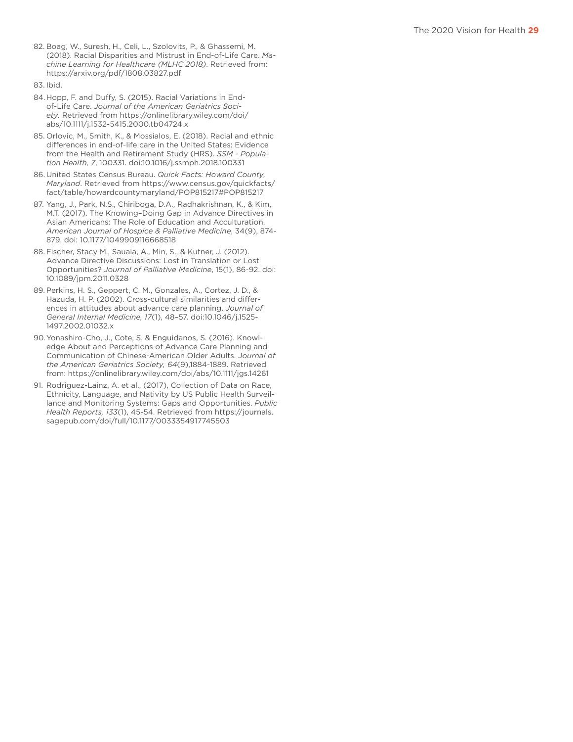82. Boag, W., Suresh, H., Celi, L., Szolovits, P., & Ghassemi, M. (2018). Racial Disparities and Mistrust in End-of-Life Care. *Machine Learning for Healthcare (MLHC 2018)*. Retrieved from: https://arxiv.org/pdf/1808.03827.pdf

83. Ibid.

84. Hopp, F. and Duffy, S. (2015). Racial Variations in End-of-Life Care. *Journal of the American Geriatrics Society.* Retrieved from https://onlinelibrary.wiley.com/doi/abs/10.1111/j.1532-5415.2000.tb04724.x

85. Orlovic, M., Smith, K., & Mossialos, E. (2018). Racial and ethnic differences in end-of-life care in the United States: Evidence from the Health and Retirement Study (HRS). *SSM - Population Health, 7*, 100331. doi:10.1016/j.ssmph.2018.100331

86. United States Census Bureau. *Quick Facts: Howard County, Maryland*. Retrieved from https://www.census.gov/quickfacts/fact/table/howardcountymaryland/POP815217#POP815217

87. Yang, J., Park, N.S., Chiriboga, D.A., Radhakrishnan, K., & Kim, M.T. (2017). The Knowing–Doing Gap in Advance Directives in Asian Americans: The Role of Education and Acculturation. *American Journal of Hospice & Palliative Medicine*, 34(9), 874-879. doi: 10.1177/1049909116668518

88. Fischer, Stacy M., Sauaia, A., Min, S., & Kutner, J. (2012). Advance Directive Discussions: Lost in Translation or Lost Opportunities? *Journal of Palliative Medicine*, 15(1), 86-92. doi: 10.1089/jpm.2011.0328

89. Perkins, H. S., Geppert, C. M., Gonzales, A., Cortez, J. D., & Hazuda, H. P. (2002). Cross-cultural similarities and differences in attitudes about advance care planning. *Journal of General Internal Medicine, 17*(1), 48–57. doi:10.1046/j.1525-1497.2002.01032.x

90. Yonashiro-Cho, J., Cote, S. & Enguidanos, S. (2016). Knowledge About and Perceptions of Advance Care Planning and Communication of Chinese-American Older Adults. *Journal of the American Geriatrics Society, 64*(9),1884-1889. Retrieved from: https://onlinelibrary.wiley.com/doi/abs/10.1111/jgs.14261

91. Rodriguez-Lainz, A. et al., (2017), Collection of Data on Race, Ethnicity, Language, and Nativity by US Public Health Surveillance and Monitoring Systems: Gaps and Opportunities. *Public Health Reports, 133*(1), 45-54. Retrieved from https://journals.sagepub.com/doi/full/10.1177/0033354917745503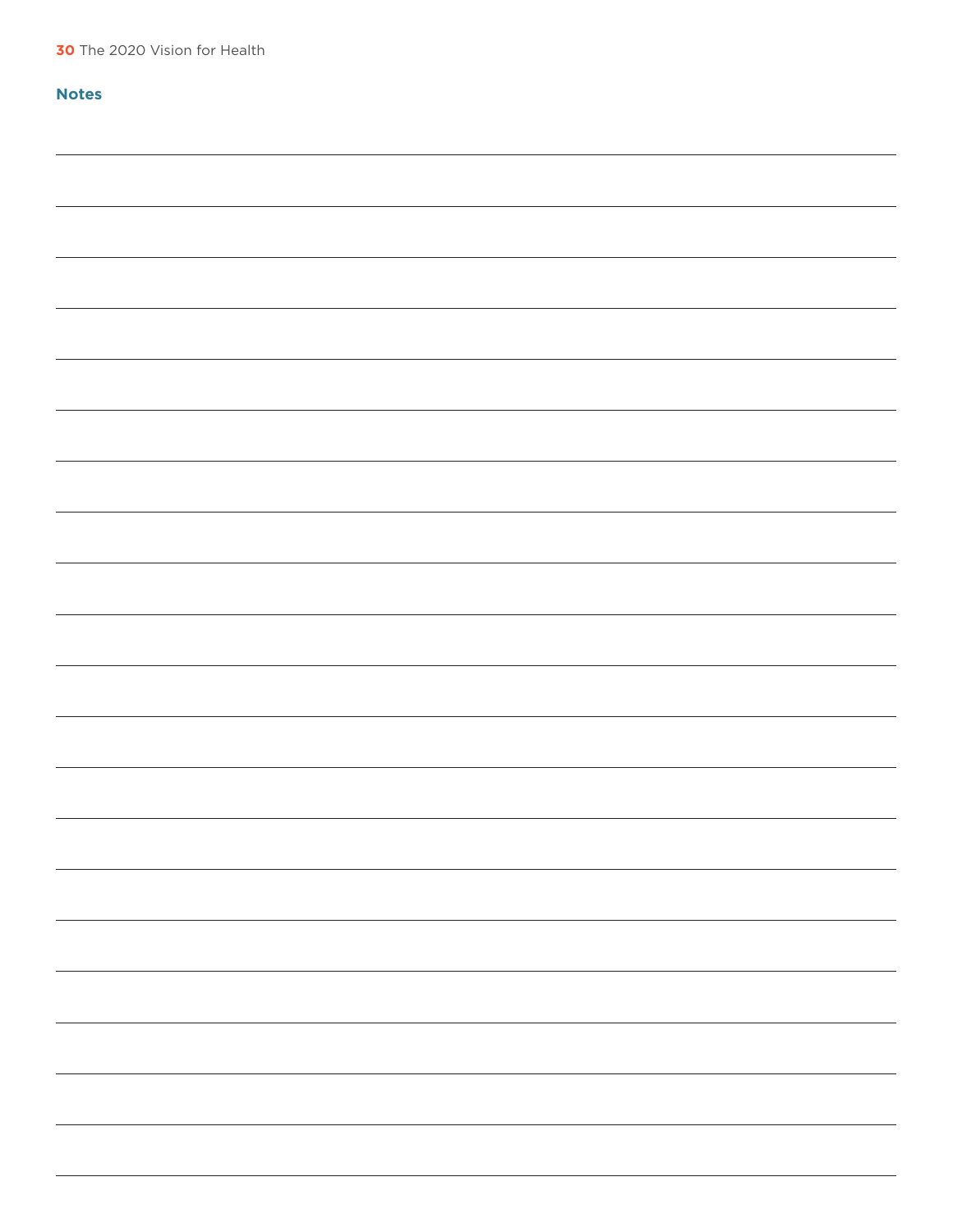## Notes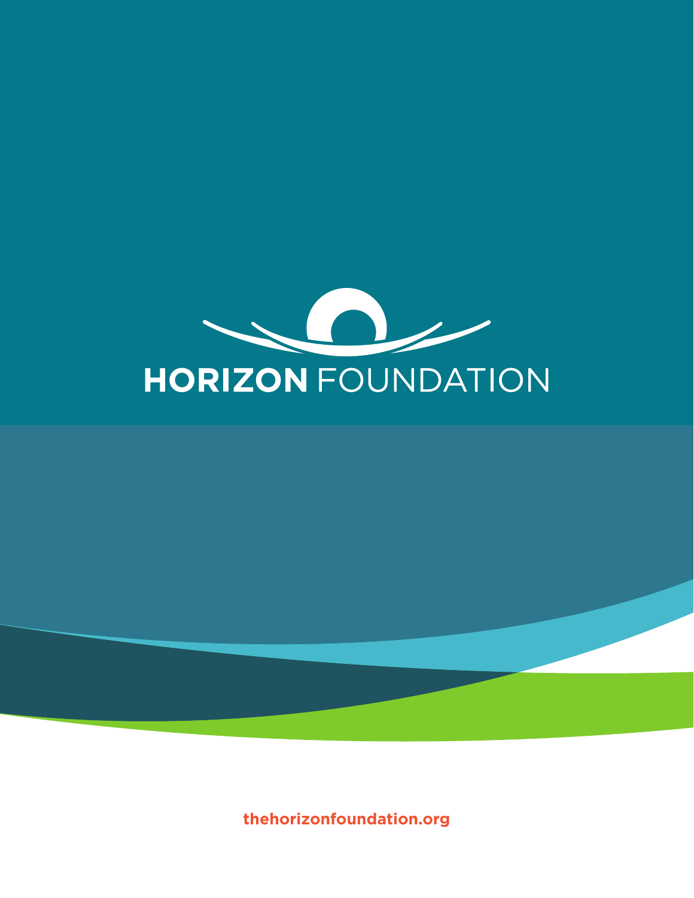HORIZON FOUNDATION

thehorizonfoundation.org